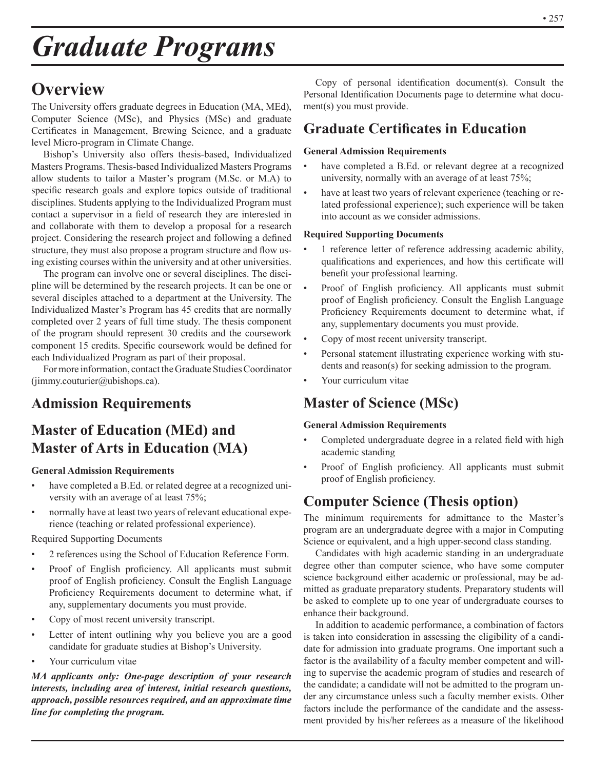# Graduate Programs

## Overview

The University offers graduate degrees in Education (MA, MEd), Computer Science (MSc), and Physics (MSc) and graduate Certificates in Management, Brewing Science, and a graduate level Micro-program in Climate Change.

Bishop's University also offers thesis-based, Individualized Masters Programs. Thesis-based Individualized Masters Programs allow students to tailor a Master's program (M.Sc. or M.A) to specific research goals and explore topics outside of traditional disciplines. Students applying to the Individualized Program must contact a supervisor in a field of research they are interested in and collaborate with them to develop a proposal for a research project. Considering the research project and following a defined structure, they must also propose a program structure and flow using existing courses within the university and at other universities.

The program can involve one or several disciplines. The discipline will be determined by the research projects. It can be one or several disciples attached to a department at the University. The Individualized Master's Program has 45 credits that are normally completed over 2 years of full time study. The thesis component of the program should represent 30 credits and the coursework component 15 credits. Specific coursework would be defined for each Individualized Program as part of their proposal.

For more information, contact the Graduate Studies Coordinator (jimmy.couturier@ubishops.ca).

## Admission Requirements

## Master of Education (MEd) and Master of Arts in Education (MA)

**General Admission Requirements**

- have completed a B.Ed. or related degree at a recognized university with an average of at least 75%;
- normally have at least two years of relevant educational experience (teaching or related professional experience).

Required Supporting Documents

- 2 references using the School of Education Reference Form.
- Proof of English proficiency. All applicants must submit proof of English proficiency. Consult the English Language Proficiency Requirements document to determine what, if any, supplementary documents you must provide.
- Copy of most recent university transcript.
- Letter of intent outlining why you believe you are a good candidate for graduate studies at Bishop's University.
- Your curriculum vitae

***MA applicants only: One-page description of your research interests, including area of interest, initial research questions, approach, possible resources required, and an approximate time line for completing the program.***

Copy of personal identification document(s). Consult the Personal Identification Documents page to determine what document(s) you must provide.

## Graduate Certificates in Education

**General Admission Requirements**

- have completed a B.Ed. or relevant degree at a recognized university, normally with an average of at least 75%;
- have at least two years of relevant experience (teaching or related professional experience); such experience will be taken into account as we consider admissions.

**Required Supporting Documents**

- 1 reference letter of reference addressing academic ability, qualifications and experiences, and how this certificate will benefit your professional learning.
- Proof of English proficiency. All applicants must submit proof of English proficiency. Consult the English Language Proficiency Requirements document to determine what, if any, supplementary documents you must provide.
- Copy of most recent university transcript.
- Personal statement illustrating experience working with students and reason(s) for seeking admission to the program.
- Your curriculum vitae

## Master of Science (MSc)

**General Admission Requirements**

- Completed undergraduate degree in a related field with high academic standing
- Proof of English proficiency. All applicants must submit proof of English proficiency.

## Computer Science (Thesis option)

The minimum requirements for admittance to the Master's program are an undergraduate degree with a major in Computing Science or equivalent, and a high upper-second class standing.

Candidates with high academic standing in an undergraduate degree other than computer science, who have some computer science background either academic or professional, may be admitted as graduate preparatory students. Preparatory students will be asked to complete up to one year of undergraduate courses to enhance their background.

In addition to academic performance, a combination of factors is taken into consideration in assessing the eligibility of a candidate for admission into graduate programs. One important such a factor is the availability of a faculty member competent and willing to supervise the academic program of studies and research of the candidate; a candidate will not be admitted to the program under any circumstance unless such a faculty member exists. Other factors include the performance of the candidate and the assessment provided by his/her referees as a measure of the likelihood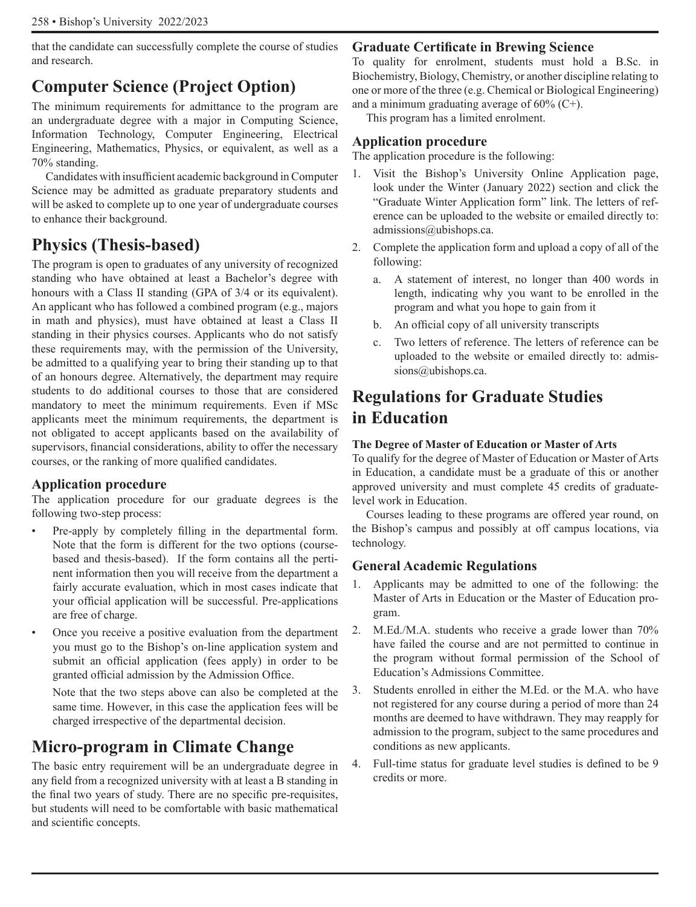that the candidate can successfully complete the course of studies and research.

## Computer Science (Project Option)

The minimum requirements for admittance to the program are an undergraduate degree with a major in Computing Science, Information Technology, Computer Engineering, Electrical Engineering, Mathematics, Physics, or equivalent, as well as a 70% standing.

Candidates with insufficient academic background in Computer Science may be admitted as graduate preparatory students and will be asked to complete up to one year of undergraduate courses to enhance their background.

## Physics (Thesis-based)

The program is open to graduates of any university of recognized standing who have obtained at least a Bachelor's degree with honours with a Class II standing (GPA of 3/4 or its equivalent). An applicant who has followed a combined program (e.g., majors in math and physics), must have obtained at least a Class II standing in their physics courses. Applicants who do not satisfy these requirements may, with the permission of the University, be admitted to a qualifying year to bring their standing up to that of an honours degree. Alternatively, the department may require students to do additional courses to those that are considered mandatory to meet the minimum requirements. Even if MSc applicants meet the minimum requirements, the department is not obligated to accept applicants based on the availability of supervisors, financial considerations, ability to offer the necessary courses, or the ranking of more qualified candidates.

### Application procedure

The application procedure for our graduate degrees is the following two-step process:

- Pre-apply by completely filling in the departmental form. Note that the form is different for the two options (course-based and thesis-based). If the form contains all the pertinent information then you will receive from the department a fairly accurate evaluation, which in most cases indicate that your official application will be successful. Pre-applications are free of charge.
- Once you receive a positive evaluation from the department you must go to the Bishop's on-line application system and submit an official application (fees apply) in order to be granted official admission by the Admission Office.

  Note that the two steps above can also be completed at the same time. However, in this case the application fees will be charged irrespective of the departmental decision.

## Micro-program in Climate Change

The basic entry requirement will be an undergraduate degree in any field from a recognized university with at least a B standing in the final two years of study. There are no specific pre-requisites, but students will need to be comfortable with basic mathematical and scientific concepts.

### Graduate Certificate in Brewing Science

To quality for enrolment, students must hold a B.Sc. in Biochemistry, Biology, Chemistry, or another discipline relating to one or more of the three (e.g. Chemical or Biological Engineering) and a minimum graduating average of 60% (C+).

This program has a limited enrolment.

### Application procedure

The application procedure is the following:

1. Visit the Bishop's University Online Application page, look under the Winter (January 2022) section and click the "Graduate Winter Application form" link. The letters of reference can be uploaded to the website or emailed directly to: admissions@ubishops.ca.
2. Complete the application form and upload a copy of all of the following:
   a. A statement of interest, no longer than 400 words in length, indicating why you want to be enrolled in the program and what you hope to gain from it
   b. An official copy of all university transcripts
   c. Two letters of reference. The letters of reference can be uploaded to the website or emailed directly to: admissions@ubishops.ca.

## Regulations for Graduate Studies in Education

**The Degree of Master of Education or Master of Arts**

To qualify for the degree of Master of Education or Master of Arts in Education, a candidate must be a graduate of this or another approved university and must complete 45 credits of graduate-level work in Education.

Courses leading to these programs are offered year round, on the Bishop's campus and possibly at off campus locations, via technology.

### General Academic Regulations

1. Applicants may be admitted to one of the following: the Master of Arts in Education or the Master of Education program.
2. M.Ed./M.A. students who receive a grade lower than 70% have failed the course and are not permitted to continue in the program without formal permission of the School of Education's Admissions Committee.
3. Students enrolled in either the M.Ed. or the M.A. who have not registered for any course during a period of more than 24 months are deemed to have withdrawn. They may reapply for admission to the program, subject to the same procedures and conditions as new applicants.
4. Full-time status for graduate level studies is defined to be 9 credits or more.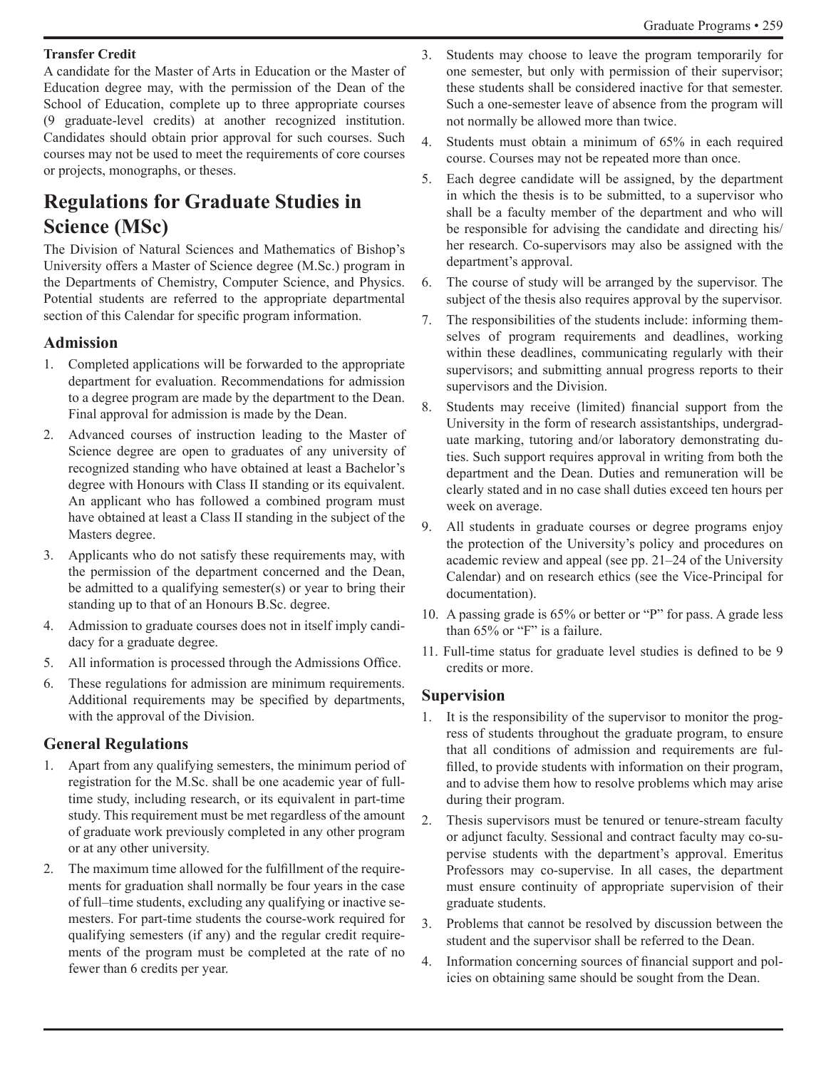**Transfer Credit**

A candidate for the Master of Arts in Education or the Master of Education degree may, with the permission of the Dean of the School of Education, complete up to three appropriate courses (9 graduate-level credits) at another recognized institution. Candidates should obtain prior approval for such courses. Such courses may not be used to meet the requirements of core courses or projects, monographs, or theses.

# Regulations for Graduate Studies in Science (MSc)

The Division of Natural Sciences and Mathematics of Bishop's University offers a Master of Science degree (M.Sc.) program in the Departments of Chemistry, Computer Science, and Physics. Potential students are referred to the appropriate departmental section of this Calendar for specific program information.

## Admission

1. Completed applications will be forwarded to the appropriate department for evaluation. Recommendations for admission to a degree program are made by the department to the Dean. Final approval for admission is made by the Dean.
2. Advanced courses of instruction leading to the Master of Science degree are open to graduates of any university of recognized standing who have obtained at least a Bachelor's degree with Honours with Class II standing or its equivalent. An applicant who has followed a combined program must have obtained at least a Class II standing in the subject of the Masters degree.
3. Applicants who do not satisfy these requirements may, with the permission of the department concerned and the Dean, be admitted to a qualifying semester(s) or year to bring their standing up to that of an Honours B.Sc. degree.
4. Admission to graduate courses does not in itself imply candidacy for a graduate degree.
5. All information is processed through the Admissions Office.
6. These regulations for admission are minimum requirements. Additional requirements may be specified by departments, with the approval of the Division.

## General Regulations

1. Apart from any qualifying semesters, the minimum period of registration for the M.Sc. shall be one academic year of full-time study, including research, or its equivalent in part-time study. This requirement must be met regardless of the amount of graduate work previously completed in any other program or at any other university.
2. The maximum time allowed for the fulfillment of the requirements for graduation shall normally be four years in the case of full–time students, excluding any qualifying or inactive semesters. For part-time students the course-work required for qualifying semesters (if any) and the regular credit requirements of the program must be completed at the rate of no fewer than 6 credits per year.
3. Students may choose to leave the program temporarily for one semester, but only with permission of their supervisor; these students shall be considered inactive for that semester. Such a one-semester leave of absence from the program will not normally be allowed more than twice.
4. Students must obtain a minimum of 65% in each required course. Courses may not be repeated more than once.
5. Each degree candidate will be assigned, by the department in which the thesis is to be submitted, to a supervisor who shall be a faculty member of the department and who will be responsible for advising the candidate and directing his/her research. Co-supervisors may also be assigned with the department's approval.
6. The course of study will be arranged by the supervisor. The subject of the thesis also requires approval by the supervisor.
7. The responsibilities of the students include: informing themselves of program requirements and deadlines, working within these deadlines, communicating regularly with their supervisors; and submitting annual progress reports to their supervisors and the Division.
8. Students may receive (limited) financial support from the University in the form of research assistantships, undergraduate marking, tutoring and/or laboratory demonstrating duties. Such support requires approval in writing from both the department and the Dean. Duties and remuneration will be clearly stated and in no case shall duties exceed ten hours per week on average.
9. All students in graduate courses or degree programs enjoy the protection of the University's policy and procedures on academic review and appeal (see pp. 21–24 of the University Calendar) and on research ethics (see the Vice-Principal for documentation).
10. A passing grade is 65% or better or "P" for pass. A grade less than 65% or "F" is a failure.
11. Full-time status for graduate level studies is defined to be 9 credits or more.

## Supervision

1. It is the responsibility of the supervisor to monitor the progress of students throughout the graduate program, to ensure that all conditions of admission and requirements are fulfilled, to provide students with information on their program, and to advise them how to resolve problems which may arise during their program.
2. Thesis supervisors must be tenured or tenure-stream faculty or adjunct faculty. Sessional and contract faculty may co-supervise students with the department's approval. Emeritus Professors may co-supervise. In all cases, the department must ensure continuity of appropriate supervision of their graduate students.
3. Problems that cannot be resolved by discussion between the student and the supervisor shall be referred to the Dean.
4. Information concerning sources of financial support and policies on obtaining same should be sought from the Dean.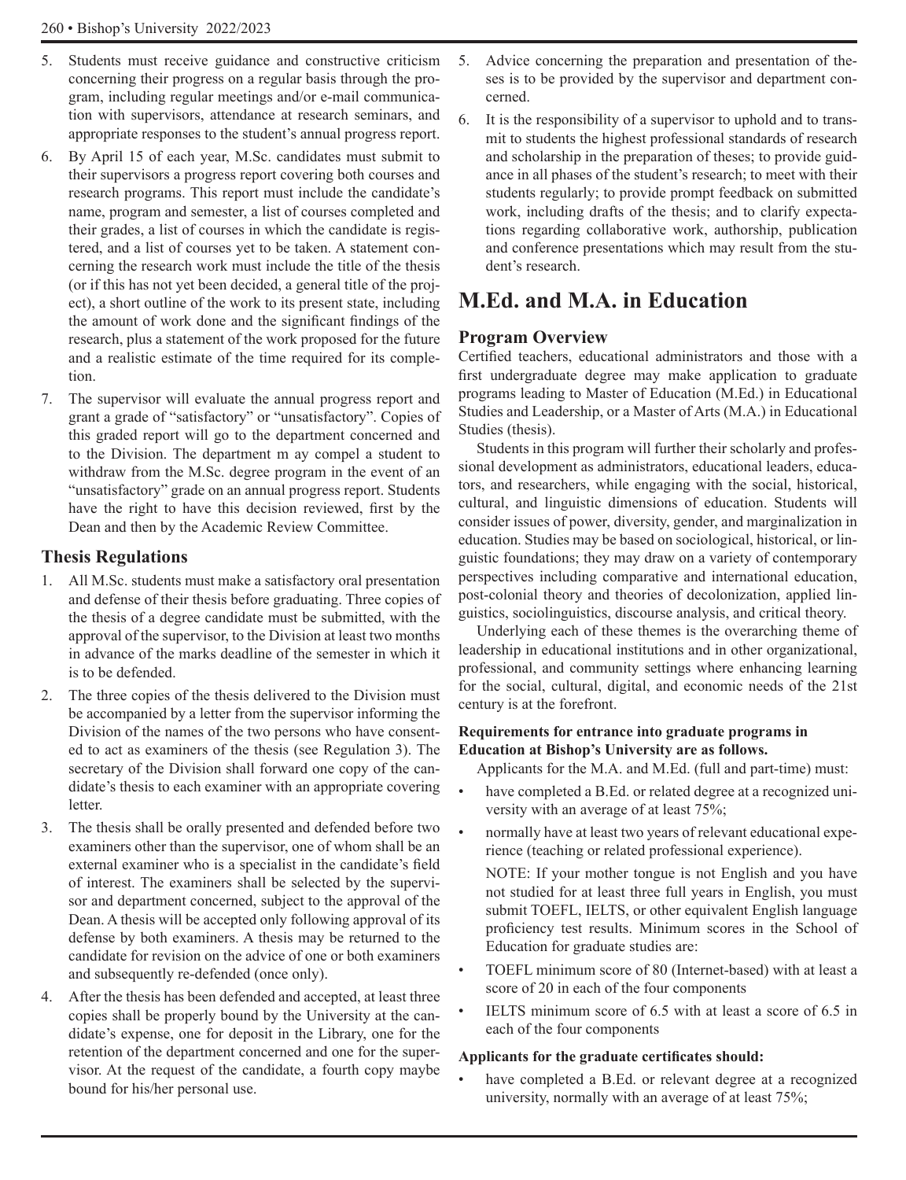5. Students must receive guidance and constructive criticism concerning their progress on a regular basis through the program, including regular meetings and/or e-mail communication with supervisors, attendance at research seminars, and appropriate responses to the student's annual progress report.
6. By April 15 of each year, M.Sc. candidates must submit to their supervisors a progress report covering both courses and research programs. This report must include the candidate's name, program and semester, a list of courses completed and their grades, a list of courses in which the candidate is registered, and a list of courses yet to be taken. A statement concerning the research work must include the title of the thesis (or if this has not yet been decided, a general title of the project), a short outline of the work to its present state, including the amount of work done and the significant findings of the research, plus a statement of the work proposed for the future and a realistic estimate of the time required for its completion.
7. The supervisor will evaluate the annual progress report and grant a grade of "satisfactory" or "unsatisfactory". Copies of this graded report will go to the department concerned and to the Division. The department m ay compel a student to withdraw from the M.Sc. degree program in the event of an "unsatisfactory" grade on an annual progress report. Students have the right to have this decision reviewed, first by the Dean and then by the Academic Review Committee.

### Thesis Regulations

1. All M.Sc. students must make a satisfactory oral presentation and defense of their thesis before graduating. Three copies of the thesis of a degree candidate must be submitted, with the approval of the supervisor, to the Division at least two months in advance of the marks deadline of the semester in which it is to be defended.
2. The three copies of the thesis delivered to the Division must be accompanied by a letter from the supervisor informing the Division of the names of the two persons who have consented to act as examiners of the thesis (see Regulation 3). The secretary of the Division shall forward one copy of the candidate's thesis to each examiner with an appropriate covering letter.
3. The thesis shall be orally presented and defended before two examiners other than the supervisor, one of whom shall be an external examiner who is a specialist in the candidate's field of interest. The examiners shall be selected by the supervisor and department concerned, subject to the approval of the Dean. A thesis will be accepted only following approval of its defense by both examiners. A thesis may be returned to the candidate for revision on the advice of one or both examiners and subsequently re-defended (once only).
4. After the thesis has been defended and accepted, at least three copies shall be properly bound by the University at the candidate's expense, one for deposit in the Library, one for the retention of the department concerned and one for the supervisor. At the request of the candidate, a fourth copy maybe bound for his/her personal use.
5. Advice concerning the preparation and presentation of theses is to be provided by the supervisor and department concerned.
6. It is the responsibility of a supervisor to uphold and to transmit to students the highest professional standards of research and scholarship in the preparation of theses; to provide guidance in all phases of the student's research; to meet with their students regularly; to provide prompt feedback on submitted work, including drafts of the thesis; and to clarify expectations regarding collaborative work, authorship, publication and conference presentations which may result from the student's research.

## M.Ed. and M.A. in Education

### Program Overview

Certified teachers, educational administrators and those with a first undergraduate degree may make application to graduate programs leading to Master of Education (M.Ed.) in Educational Studies and Leadership, or a Master of Arts (M.A.) in Educational Studies (thesis).

Students in this program will further their scholarly and professional development as administrators, educational leaders, educators, and researchers, while engaging with the social, historical, cultural, and linguistic dimensions of education. Students will consider issues of power, diversity, gender, and marginalization in education. Studies may be based on sociological, historical, or linguistic foundations; they may draw on a variety of contemporary perspectives including comparative and international education, post-colonial theory and theories of decolonization, applied linguistics, sociolinguistics, discourse analysis, and critical theory.

Underlying each of these themes is the overarching theme of leadership in educational institutions and in other organizational, professional, and community settings where enhancing learning for the social, cultural, digital, and economic needs of the 21st century is at the forefront.

**Requirements for entrance into graduate programs in Education at Bishop's University are as follows.**

Applicants for the M.A. and M.Ed. (full and part-time) must:

- have completed a B.Ed. or related degree at a recognized university with an average of at least 75%;
- normally have at least two years of relevant educational experience (teaching or related professional experience).

  NOTE: If your mother tongue is not English and you have not studied for at least three full years in English, you must submit TOEFL, IELTS, or other equivalent English language proficiency test results. Minimum scores in the School of Education for graduate studies are:
- TOEFL minimum score of 80 (Internet-based) with at least a score of 20 in each of the four components
- IELTS minimum score of 6.5 with at least a score of 6.5 in each of the four components

**Applicants for the graduate certificates should:**

- have completed a B.Ed. or relevant degree at a recognized university, normally with an average of at least 75%;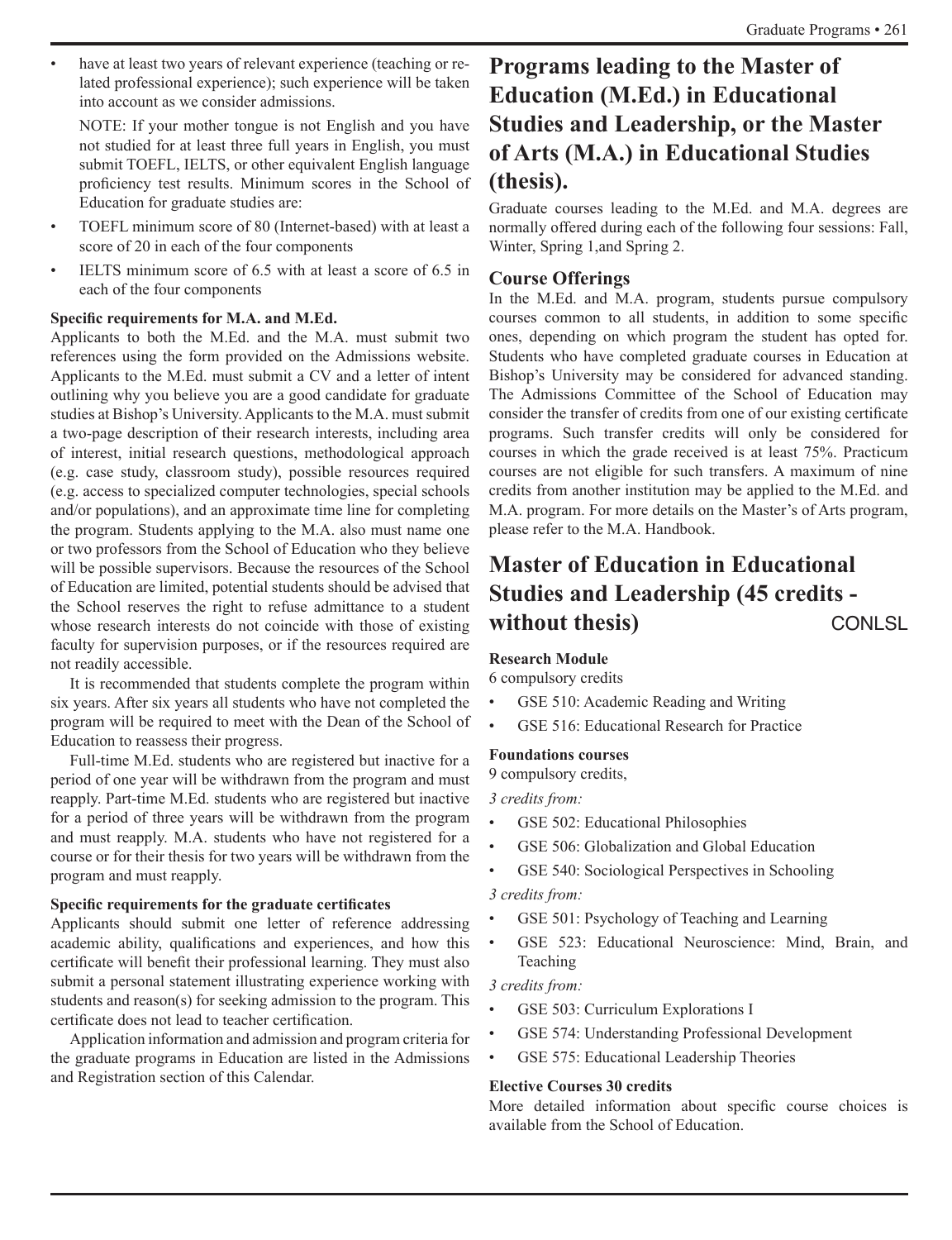- have at least two years of relevant experience (teaching or related professional experience); such experience will be taken into account as we consider admissions.

  NOTE: If your mother tongue is not English and you have not studied for at least three full years in English, you must submit TOEFL, IELTS, or other equivalent English language proficiency test results. Minimum scores in the School of Education for graduate studies are:

- TOEFL minimum score of 80 (Internet-based) with at least a score of 20 in each of the four components
- IELTS minimum score of 6.5 with at least a score of 6.5 in each of the four components

**Specific requirements for M.A. and M.Ed.**

Applicants to both the M.Ed. and the M.A. must submit two references using the form provided on the Admissions website. Applicants to the M.Ed. must submit a CV and a letter of intent outlining why you believe you are a good candidate for graduate studies at Bishop's University. Applicants to the M.A. must submit a two-page description of their research interests, including area of interest, initial research questions, methodological approach (e.g. case study, classroom study), possible resources required (e.g. access to specialized computer technologies, special schools and/or populations), and an approximate time line for completing the program. Students applying to the M.A. also must name one or two professors from the School of Education who they believe will be possible supervisors. Because the resources of the School of Education are limited, potential students should be advised that the School reserves the right to refuse admittance to a student whose research interests do not coincide with those of existing faculty for supervision purposes, or if the resources required are not readily accessible.

It is recommended that students complete the program within six years. After six years all students who have not completed the program will be required to meet with the Dean of the School of Education to reassess their progress.

Full-time M.Ed. students who are registered but inactive for a period of one year will be withdrawn from the program and must reapply. Part-time M.Ed. students who are registered but inactive for a period of three years will be withdrawn from the program and must reapply. M.A. students who have not registered for a course or for their thesis for two years will be withdrawn from the program and must reapply.

**Specific requirements for the graduate certificates**

Applicants should submit one letter of reference addressing academic ability, qualifications and experiences, and how this certificate will benefit their professional learning. They must also submit a personal statement illustrating experience working with students and reason(s) for seeking admission to the program. This certificate does not lead to teacher certification.

Application information and admission and program criteria for the graduate programs in Education are listed in the Admissions and Registration section of this Calendar.

## Programs leading to the Master of Education (M.Ed.) in Educational Studies and Leadership, or the Master of Arts (M.A.) in Educational Studies (thesis).

Graduate courses leading to the M.Ed. and M.A. degrees are normally offered during each of the following four sessions: Fall, Winter, Spring 1,and Spring 2.

### Course Offerings

In the M.Ed. and M.A. program, students pursue compulsory courses common to all students, in addition to some specific ones, depending on which program the student has opted for. Students who have completed graduate courses in Education at Bishop's University may be considered for advanced standing. The Admissions Committee of the School of Education may consider the transfer of credits from one of our existing certificate programs. Such transfer credits will only be considered for courses in which the grade received is at least 75%. Practicum courses are not eligible for such transfers. A maximum of nine credits from another institution may be applied to the M.Ed. and M.A. program. For more details on the Master's of Arts program, please refer to the M.A. Handbook.

## Master of Education in Educational Studies and Leadership (45 credits - without thesis) CONLSL

**Research Module**

6 compulsory credits

- GSE 510: Academic Reading and Writing
- GSE 516: Educational Research for Practice

**Foundations courses**

9 compulsory credits,

*3 credits from:*

- GSE 502: Educational Philosophies
- GSE 506: Globalization and Global Education
- GSE 540: Sociological Perspectives in Schooling

*3 credits from:*

- GSE 501: Psychology of Teaching and Learning
- GSE 523: Educational Neuroscience: Mind, Brain, and Teaching

*3 credits from:*

- GSE 503: Curriculum Explorations I
- GSE 574: Understanding Professional Development
- GSE 575: Educational Leadership Theories

**Elective Courses 30 credits**

More detailed information about specific course choices is available from the School of Education.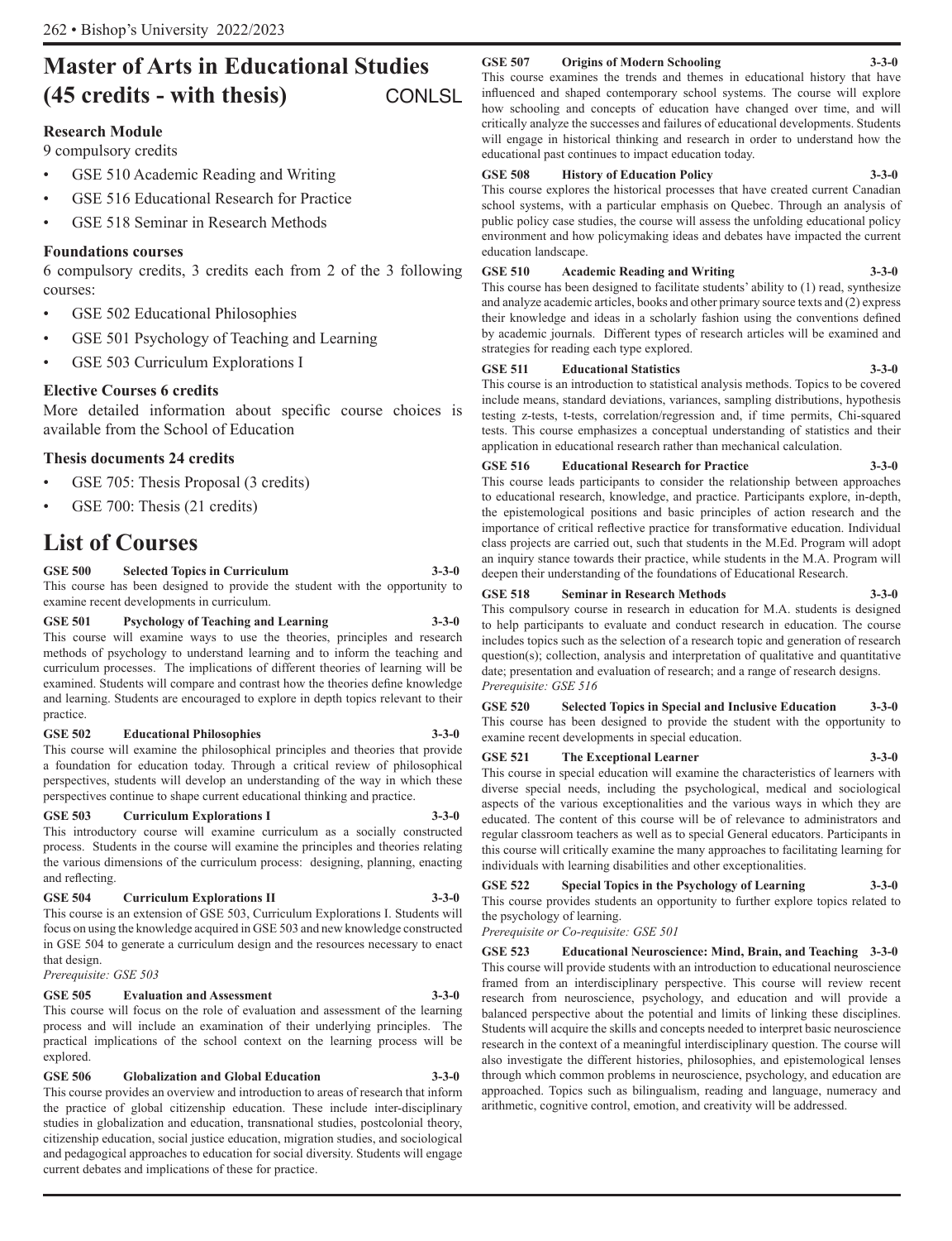## Master of Arts in Educational Studies (45 credits - with thesis) CONLSL

### Research Module

9 compulsory credits

- GSE 510 Academic Reading and Writing
- GSE 516 Educational Research for Practice
- GSE 518 Seminar in Research Methods

### Foundations courses

6 compulsory credits, 3 credits each from 2 of the 3 following courses:

- GSE 502 Educational Philosophies
- GSE 501 Psychology of Teaching and Learning
- GSE 503 Curriculum Explorations I

### Elective Courses 6 credits

More detailed information about specific course choices is available from the School of Education

### Thesis documents 24 credits

- GSE 705: Thesis Proposal (3 credits)
- GSE 700: Thesis (21 credits)

## List of Courses

**GSE 500 Selected Topics in Curriculum 3-3-0**
This course has been designed to provide the student with the opportunity to examine recent developments in curriculum.

**GSE 501 Psychology of Teaching and Learning 3-3-0**
This course will examine ways to use the theories, principles and research methods of psychology to understand learning and to inform the teaching and curriculum processes. The implications of different theories of learning will be examined. Students will compare and contrast how the theories define knowledge and learning. Students are encouraged to explore in depth topics relevant to their practice.

**GSE 502 Educational Philosophies 3-3-0**
This course will examine the philosophical principles and theories that provide a foundation for education today. Through a critical review of philosophical perspectives, students will develop an understanding of the way in which these perspectives continue to shape current educational thinking and practice.

**GSE 503 Curriculum Explorations I 3-3-0**
This introductory course will examine curriculum as a socially constructed process. Students in the course will examine the principles and theories relating the various dimensions of the curriculum process: designing, planning, enacting and reflecting.

**GSE 504 Curriculum Explorations II 3-3-0**
This course is an extension of GSE 503, Curriculum Explorations I. Students will focus on using the knowledge acquired in GSE 503 and new knowledge constructed in GSE 504 to generate a curriculum design and the resources necessary to enact that design.
*Prerequisite: GSE 503*

**GSE 505 Evaluation and Assessment 3-3-0**
This course will focus on the role of evaluation and assessment of the learning process and will include an examination of their underlying principles. The practical implications of the school context on the learning process will be explored.

**GSE 506 Globalization and Global Education 3-3-0**
This course provides an overview and introduction to areas of research that inform the practice of global citizenship education. These include inter-disciplinary studies in globalization and education, transnational studies, postcolonial theory, citizenship education, social justice education, migration studies, and sociological and pedagogical approaches to education for social diversity. Students will engage current debates and implications of these for practice.

**GSE 507 Origins of Modern Schooling 3-3-0**
This course examines the trends and themes in educational history that have influenced and shaped contemporary school systems. The course will explore how schooling and concepts of education have changed over time, and will critically analyze the successes and failures of educational developments. Students will engage in historical thinking and research in order to understand how the educational past continues to impact education today.

**GSE 508 History of Education Policy 3-3-0**
This course explores the historical processes that have created current Canadian school systems, with a particular emphasis on Quebec. Through an analysis of public policy case studies, the course will assess the unfolding educational policy environment and how policymaking ideas and debates have impacted the current education landscape.

**GSE 510 Academic Reading and Writing 3-3-0**
This course has been designed to facilitate students' ability to (1) read, synthesize and analyze academic articles, books and other primary source texts and (2) express their knowledge and ideas in a scholarly fashion using the conventions defined by academic journals. Different types of research articles will be examined and strategies for reading each type explored.

**GSE 511 Educational Statistics 3-3-0**
This course is an introduction to statistical analysis methods. Topics to be covered include means, standard deviations, variances, sampling distributions, hypothesis testing z-tests, t-tests, correlation/regression and, if time permits, Chi-squared tests. This course emphasizes a conceptual understanding of statistics and their application in educational research rather than mechanical calculation.

**GSE 516 Educational Research for Practice 3-3-0**
This course leads participants to consider the relationship between approaches to educational research, knowledge, and practice. Participants explore, in-depth, the epistemological positions and basic principles of action research and the importance of critical reflective practice for transformative education. Individual class projects are carried out, such that students in the M.Ed. Program will adopt an inquiry stance towards their practice, while students in the M.A. Program will deepen their understanding of the foundations of Educational Research.

**GSE 518 Seminar in Research Methods 3-3-0**
This compulsory course in research in education for M.A. students is designed to help participants to evaluate and conduct research in education. The course includes topics such as the selection of a research topic and generation of research question(s); collection, analysis and interpretation of qualitative and quantitative date; presentation and evaluation of research; and a range of research designs.
*Prerequisite: GSE 516*

**GSE 520 Selected Topics in Special and Inclusive Education 3-3-0**
This course has been designed to provide the student with the opportunity to examine recent developments in special education.

**GSE 521 The Exceptional Learner 3-3-0**
This course in special education will examine the characteristics of learners with diverse special needs, including the psychological, medical and sociological aspects of the various exceptionalities and the various ways in which they are educated. The content of this course will be of relevance to administrators and regular classroom teachers as well as to special General educators. Participants in this course will critically examine the many approaches to facilitating learning for individuals with learning disabilities and other exceptionalities.

**GSE 522 Special Topics in the Psychology of Learning 3-3-0**
This course provides students an opportunity to further explore topics related to the psychology of learning.
*Prerequisite or Co-requisite: GSE 501*

**GSE 523 Educational Neuroscience: Mind, Brain, and Teaching 3-3-0**
This course will provide students with an introduction to educational neuroscience framed from an interdisciplinary perspective. This course will review recent research from neuroscience, psychology, and education and will provide a balanced perspective about the potential and limits of linking these disciplines. Students will acquire the skills and concepts needed to interpret basic neuroscience research in the context of a meaningful interdisciplinary question. The course will also investigate the different histories, philosophies, and epistemological lenses through which common problems in neuroscience, psychology, and education are approached. Topics such as bilingualism, reading and language, numeracy and arithmetic, cognitive control, emotion, and creativity will be addressed.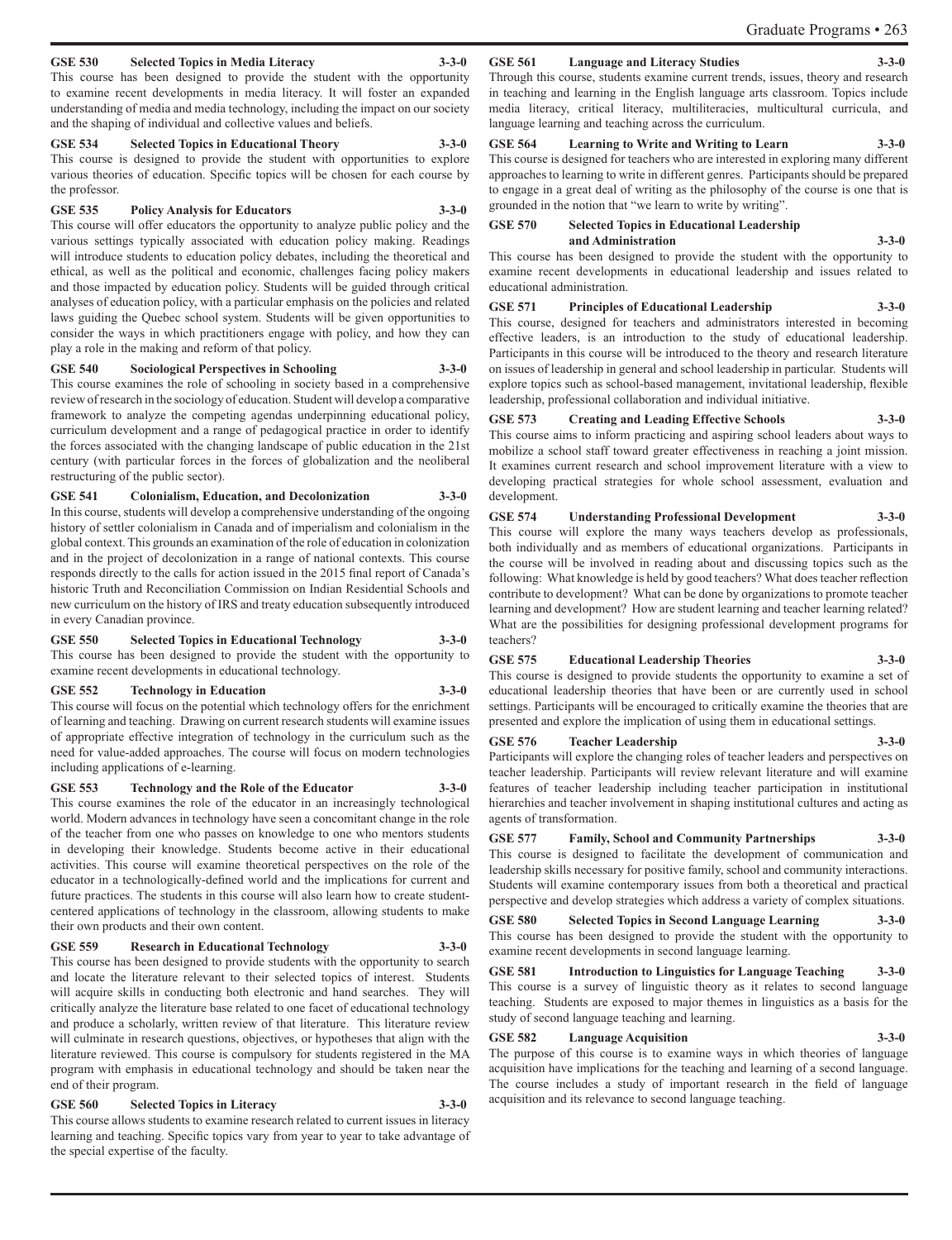**GSE 530 Selected Topics in Media Literacy 3-3-0**

This course has been designed to provide the student with the opportunity to examine recent developments in media literacy. It will foster an expanded understanding of media and media technology, including the impact on our society and the shaping of individual and collective values and beliefs.

**GSE 534 Selected Topics in Educational Theory 3-3-0**

This course is designed to provide the student with opportunities to explore various theories of education. Specific topics will be chosen for each course by the professor.

**GSE 535 Policy Analysis for Educators 3-3-0**

This course will offer educators the opportunity to analyze public policy and the various settings typically associated with education policy making. Readings will introduce students to education policy debates, including the theoretical and ethical, as well as the political and economic, challenges facing policy makers and those impacted by education policy. Students will be guided through critical analyses of education policy, with a particular emphasis on the policies and related laws guiding the Quebec school system. Students will be given opportunities to consider the ways in which practitioners engage with policy, and how they can play a role in the making and reform of that policy.

**GSE 540 Sociological Perspectives in Schooling 3-3-0**

This course examines the role of schooling in society based in a comprehensive review of research in the sociology of education. Student will develop a comparative framework to analyze the competing agendas underpinning educational policy, curriculum development and a range of pedagogical practice in order to identify the forces associated with the changing landscape of public education in the 21st century (with particular forces in the forces of globalization and the neoliberal restructuring of the public sector).

**GSE 541 Colonialism, Education, and Decolonization 3-3-0**

In this course, students will develop a comprehensive understanding of the ongoing history of settler colonialism in Canada and of imperialism and colonialism in the global context. This grounds an examination of the role of education in colonization and in the project of decolonization in a range of national contexts. This course responds directly to the calls for action issued in the 2015 final report of Canada's historic Truth and Reconciliation Commission on Indian Residential Schools and new curriculum on the history of IRS and treaty education subsequently introduced in every Canadian province.

**GSE 550 Selected Topics in Educational Technology 3-3-0**

This course has been designed to provide the student with the opportunity to examine recent developments in educational technology.

**GSE 552 Technology in Education 3-3-0**

This course will focus on the potential which technology offers for the enrichment of learning and teaching. Drawing on current research students will examine issues of appropriate effective integration of technology in the curriculum such as the need for value-added approaches. The course will focus on modern technologies including applications of e-learning.

**GSE 553 Technology and the Role of the Educator 3-3-0**

This course examines the role of the educator in an increasingly technological world. Modern advances in technology have seen a concomitant change in the role of the teacher from one who passes on knowledge to one who mentors students in developing their knowledge. Students become active in their educational activities. This course will examine theoretical perspectives on the role of the educator in a technologically-defined world and the implications for current and future practices. The students in this course will also learn how to create student-centered applications of technology in the classroom, allowing students to make their own products and their own content.

**GSE 559 Research in Educational Technology 3-3-0**

This course has been designed to provide students with the opportunity to search and locate the literature relevant to their selected topics of interest. Students will acquire skills in conducting both electronic and hand searches. They will critically analyze the literature base related to one facet of educational technology and produce a scholarly, written review of that literature. This literature review will culminate in research questions, objectives, or hypotheses that align with the literature reviewed. This course is compulsory for students registered in the MA program with emphasis in educational technology and should be taken near the end of their program.

**GSE 560 Selected Topics in Literacy 3-3-0**

This course allows students to examine research related to current issues in literacy learning and teaching. Specific topics vary from year to year to take advantage of the special expertise of the faculty.

**GSE 561 Language and Literacy Studies 3-3-0**

Through this course, students examine current trends, issues, theory and research in teaching and learning in the English language arts classroom. Topics include media literacy, critical literacy, multiliteracies, multicultural curricula, and language learning and teaching across the curriculum.

**GSE 564 Learning to Write and Writing to Learn 3-3-0**

This course is designed for teachers who are interested in exploring many different approaches to learning to write in different genres. Participants should be prepared to engage in a great deal of writing as the philosophy of the course is one that is grounded in the notion that "we learn to write by writing".

**GSE 570 Selected Topics in Educational Leadership and Administration 3-3-0**

This course has been designed to provide the student with the opportunity to examine recent developments in educational leadership and issues related to educational administration.

**GSE 571 Principles of Educational Leadership 3-3-0**

This course, designed for teachers and administrators interested in becoming effective leaders, is an introduction to the study of educational leadership. Participants in this course will be introduced to the theory and research literature on issues of leadership in general and school leadership in particular. Students will explore topics such as school-based management, invitational leadership, flexible leadership, professional collaboration and individual initiative.

**GSE 573 Creating and Leading Effective Schools 3-3-0**

This course aims to inform practicing and aspiring school leaders about ways to mobilize a school staff toward greater effectiveness in reaching a joint mission. It examines current research and school improvement literature with a view to developing practical strategies for whole school assessment, evaluation and development.

**GSE 574 Understanding Professional Development 3-3-0**

This course will explore the many ways teachers develop as professionals, both individually and as members of educational organizations. Participants in the course will be involved in reading about and discussing topics such as the following: What knowledge is held by good teachers? What does teacher reflection contribute to development? What can be done by organizations to promote teacher learning and development? How are student learning and teacher learning related? What are the possibilities for designing professional development programs for teachers?

**GSE 575 Educational Leadership Theories 3-3-0**

This course is designed to provide students the opportunity to examine a set of educational leadership theories that have been or are currently used in school settings. Participants will be encouraged to critically examine the theories that are presented and explore the implication of using them in educational settings.

**GSE 576 Teacher Leadership 3-3-0**

Participants will explore the changing roles of teacher leaders and perspectives on teacher leadership. Participants will review relevant literature and will examine features of teacher leadership including teacher participation in institutional hierarchies and teacher involvement in shaping institutional cultures and acting as agents of transformation.

**GSE 577 Family, School and Community Partnerships 3-3-0**

This course is designed to facilitate the development of communication and leadership skills necessary for positive family, school and community interactions. Students will examine contemporary issues from both a theoretical and practical perspective and develop strategies which address a variety of complex situations.

**GSE 580 Selected Topics in Second Language Learning 3-3-0**

This course has been designed to provide the student with the opportunity to examine recent developments in second language learning.

**GSE 581 Introduction to Linguistics for Language Teaching 3-3-0**

This course is a survey of linguistic theory as it relates to second language teaching. Students are exposed to major themes in linguistics as a basis for the study of second language teaching and learning.

**GSE 582 Language Acquisition 3-3-0**

The purpose of this course is to examine ways in which theories of language acquisition have implications for the teaching and learning of a second language. The course includes a study of important research in the field of language acquisition and its relevance to second language teaching.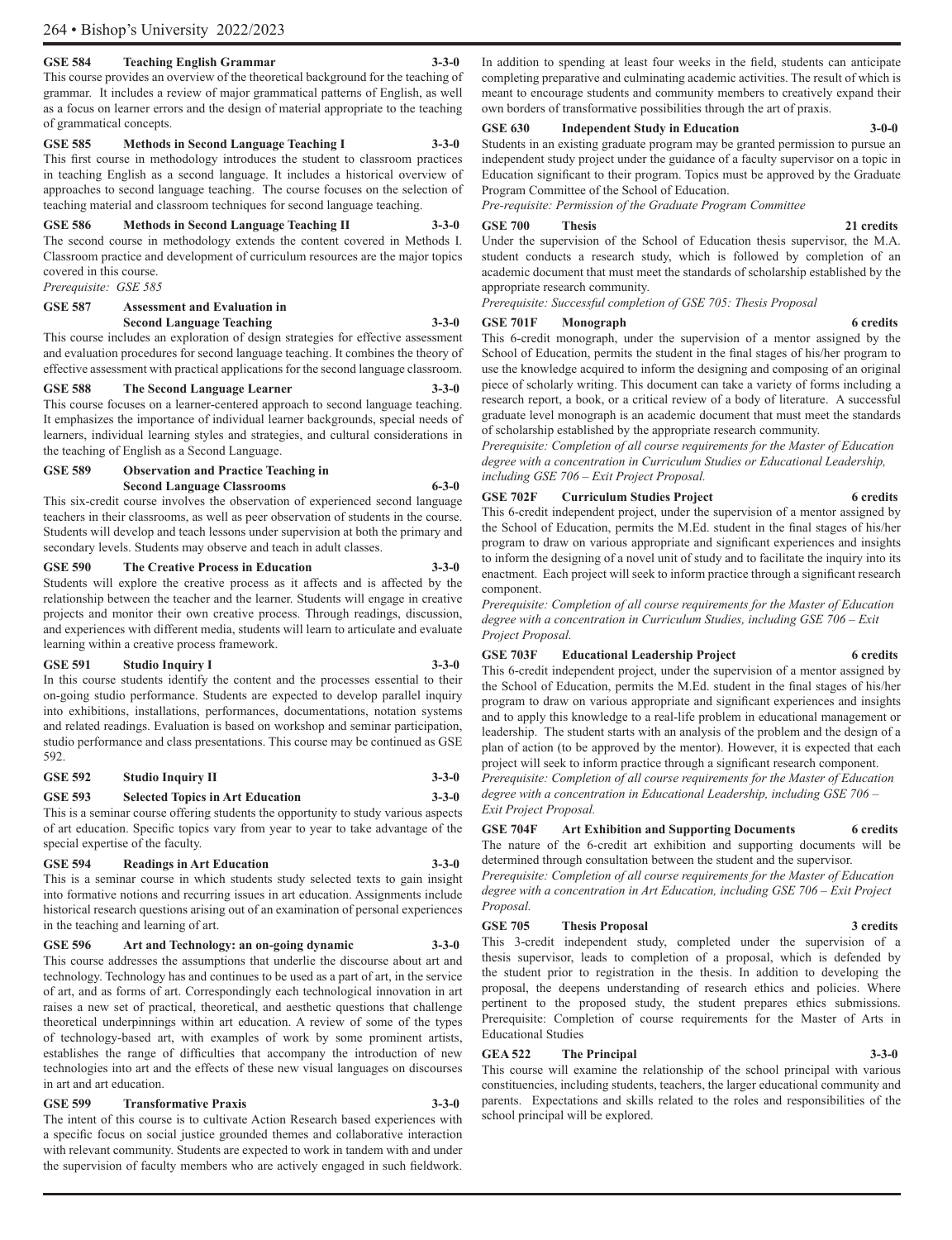**GSE 584 Teaching English Grammar 3-3-0**

This course provides an overview of the theoretical background for the teaching of grammar. It includes a review of major grammatical patterns of English, as well as a focus on learner errors and the design of material appropriate to the teaching of grammatical concepts.

**GSE 585 Methods in Second Language Teaching I 3-3-0**

This first course in methodology introduces the student to classroom practices in teaching English as a second language. It includes a historical overview of approaches to second language teaching. The course focuses on the selection of teaching material and classroom techniques for second language teaching.

**GSE 586 Methods in Second Language Teaching II 3-3-0**

The second course in methodology extends the content covered in Methods I. Classroom practice and development of curriculum resources are the major topics covered in this course.

*Prerequisite: GSE 585*

**GSE 587 Assessment and Evaluation in Second Language Teaching 3-3-0**

This course includes an exploration of design strategies for effective assessment and evaluation procedures for second language teaching. It combines the theory of effective assessment with practical applications for the second language classroom.

**GSE 588 The Second Language Learner 3-3-0**

This course focuses on a learner-centered approach to second language teaching. It emphasizes the importance of individual learner backgrounds, special needs of learners, individual learning styles and strategies, and cultural considerations in the teaching of English as a Second Language.

**GSE 589 Observation and Practice Teaching in Second Language Classrooms 6-3-0**

This six-credit course involves the observation of experienced second language teachers in their classrooms, as well as peer observation of students in the course. Students will develop and teach lessons under supervision at both the primary and secondary levels. Students may observe and teach in adult classes.

**GSE 590 The Creative Process in Education 3-3-0**

Students will explore the creative process as it affects and is affected by the relationship between the teacher and the learner. Students will engage in creative projects and monitor their own creative process. Through readings, discussion, and experiences with different media, students will learn to articulate and evaluate learning within a creative process framework.

**GSE 591 Studio Inquiry I 3-3-0**

In this course students identify the content and the processes essential to their on-going studio performance. Students are expected to develop parallel inquiry into exhibitions, installations, performances, documentations, notation systems and related readings. Evaluation is based on workshop and seminar participation, studio performance and class presentations. This course may be continued as GSE 592.

**GSE 592 Studio Inquiry II 3-3-0**

**GSE 593 Selected Topics in Art Education 3-3-0**

This is a seminar course offering students the opportunity to study various aspects of art education. Specific topics vary from year to year to take advantage of the special expertise of the faculty.

**GSE 594 Readings in Art Education 3-3-0**

This is a seminar course in which students study selected texts to gain insight into formative notions and recurring issues in art education. Assignments include historical research questions arising out of an examination of personal experiences in the teaching and learning of art.

**GSE 596 Art and Technology: an on-going dynamic 3-3-0**

This course addresses the assumptions that underlie the discourse about art and technology. Technology has and continues to be used as a part of art, in the service of art, and as forms of art. Correspondingly each technological innovation in art raises a new set of practical, theoretical, and aesthetic questions that challenge theoretical underpinnings within art education. A review of some of the types of technology-based art, with examples of work by some prominent artists, establishes the range of difficulties that accompany the introduction of new technologies into art and the effects of these new visual languages on discourses in art and art education.

**GSE 599 Transformative Praxis 3-3-0**

The intent of this course is to cultivate Action Research based experiences with a specific focus on social justice grounded themes and collaborative interaction with relevant community. Students are expected to work in tandem with and under the supervision of faculty members who are actively engaged in such fieldwork. In addition to spending at least four weeks in the field, students can anticipate completing preparative and culminating academic activities. The result of which is meant to encourage students and community members to creatively expand their own borders of transformative possibilities through the art of praxis.

**GSE 630 Independent Study in Education 3-0-0**

Students in an existing graduate program may be granted permission to pursue an independent study project under the guidance of a faculty supervisor on a topic in Education significant to their program. Topics must be approved by the Graduate Program Committee of the School of Education.

*Pre-requisite: Permission of the Graduate Program Committee*

**GSE 700 Thesis 21 credits**

Under the supervision of the School of Education thesis supervisor, the M.A. student conducts a research study, which is followed by completion of an academic document that must meet the standards of scholarship established by the appropriate research community.

*Prerequisite: Successful completion of GSE 705: Thesis Proposal*

**GSE 701F Monograph 6 credits**

This 6-credit monograph, under the supervision of a mentor assigned by the School of Education, permits the student in the final stages of his/her program to use the knowledge acquired to inform the designing and composing of an original piece of scholarly writing. This document can take a variety of forms including a research report, a book, or a critical review of a body of literature. A successful graduate level monograph is an academic document that must meet the standards of scholarship established by the appropriate research community.

*Prerequisite: Completion of all course requirements for the Master of Education degree with a concentration in Curriculum Studies or Educational Leadership, including GSE 706 – Exit Project Proposal.*

**GSE 702F Curriculum Studies Project 6 credits**

This 6-credit independent project, under the supervision of a mentor assigned by the School of Education, permits the M.Ed. student in the final stages of his/her program to draw on various appropriate and significant experiences and insights to inform the designing of a novel unit of study and to facilitate the inquiry into its enactment. Each project will seek to inform practice through a significant research component.

*Prerequisite: Completion of all course requirements for the Master of Education degree with a concentration in Curriculum Studies, including GSE 706 – Exit Project Proposal.*

**GSE 703F Educational Leadership Project 6 credits**

This 6-credit independent project, under the supervision of a mentor assigned by the School of Education, permits the M.Ed. student in the final stages of his/her program to draw on various appropriate and significant experiences and insights and to apply this knowledge to a real-life problem in educational management or leadership. The student starts with an analysis of the problem and the design of a plan of action (to be approved by the mentor). However, it is expected that each project will seek to inform practice through a significant research component.

*Prerequisite: Completion of all course requirements for the Master of Education degree with a concentration in Educational Leadership, including GSE 706 – Exit Project Proposal.*

**GSE 704F Art Exhibition and Supporting Documents 6 credits**

The nature of the 6-credit art exhibition and supporting documents will be determined through consultation between the student and the supervisor.

*Prerequisite: Completion of all course requirements for the Master of Education degree with a concentration in Art Education, including GSE 706 – Exit Project Proposal.*

**GSE 705 Thesis Proposal 3 credits**

This 3-credit independent study, completed under the supervision of a thesis supervisor, leads to completion of a proposal, which is defended by the student prior to registration in the thesis. In addition to developing the proposal, the deepens understanding of research ethics and policies. Where pertinent to the proposed study, the student prepares ethics submissions. Prerequisite: Completion of course requirements for the Master of Arts in Educational Studies

**GEA 522 The Principal 3-3-0**

This course will examine the relationship of the school principal with various constituencies, including students, teachers, the larger educational community and parents. Expectations and skills related to the roles and responsibilities of the school principal will be explored.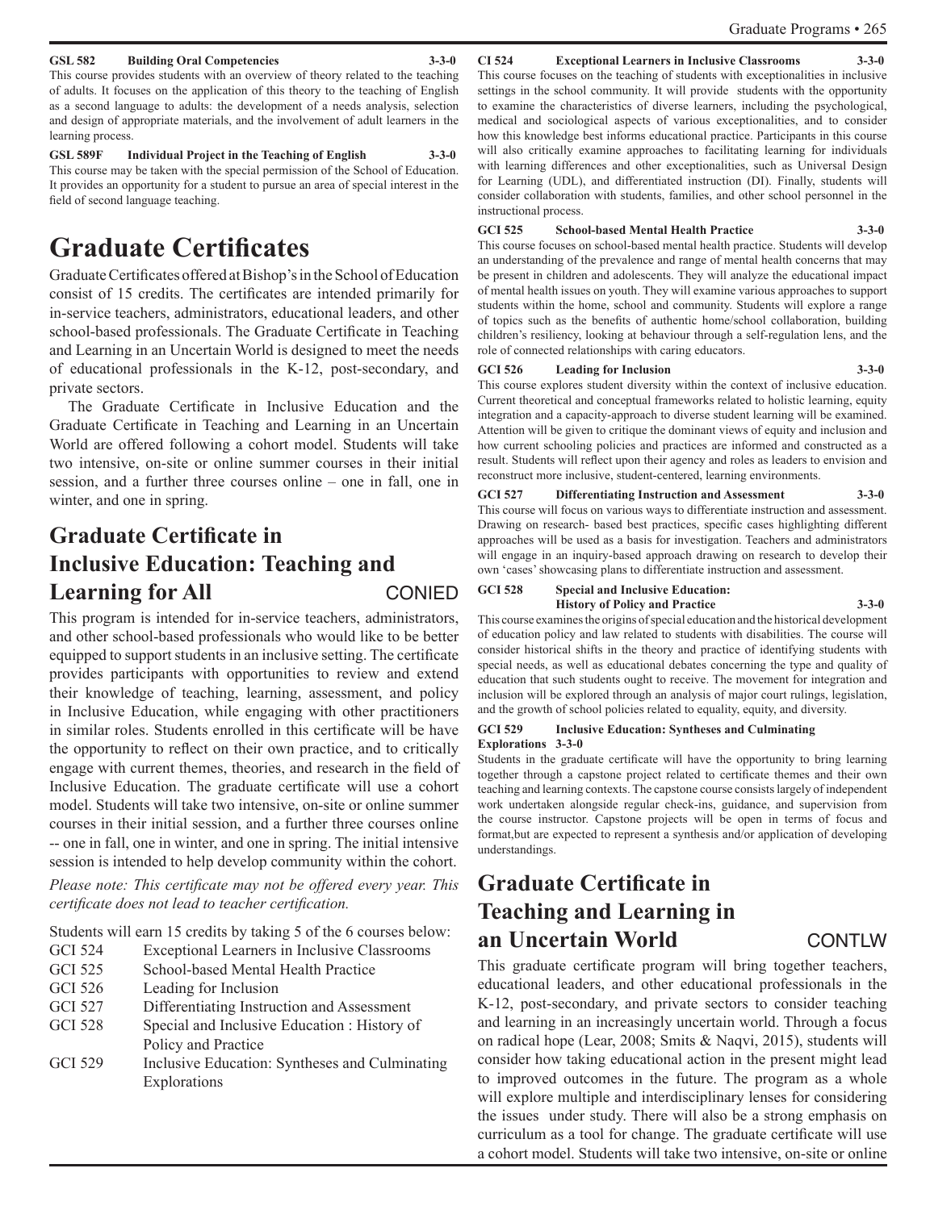**GSL 582 Building Oral Competencies 3-3-0**
This course provides students with an overview of theory related to the teaching of adults. It focuses on the application of this theory to the teaching of English as a second language to adults: the development of a needs analysis, selection and design of appropriate materials, and the involvement of adult learners in the learning process.

**GSL 589F Individual Project in the Teaching of English 3-3-0**
This course may be taken with the special permission of the School of Education. It provides an opportunity for a student to pursue an area of special interest in the field of second language teaching.

# Graduate Certificates

Graduate Certificates offered at Bishop's in the School of Education consist of 15 credits. The certificates are intended primarily for in-service teachers, administrators, educational leaders, and other school-based professionals. The Graduate Certificate in Teaching and Learning in an Uncertain World is designed to meet the needs of educational professionals in the K-12, post-secondary, and private sectors.

The Graduate Certificate in Inclusive Education and the Graduate Certificate in Teaching and Learning in an Uncertain World are offered following a cohort model. Students will take two intensive, on-site or online summer courses in their initial session, and a further three courses online – one in fall, one in winter, and one in spring.

## Graduate Certificate in Inclusive Education: Teaching and Learning for All CONIED

This program is intended for in-service teachers, administrators, and other school-based professionals who would like to be better equipped to support students in an inclusive setting. The certificate provides participants with opportunities to review and extend their knowledge of teaching, learning, assessment, and policy in Inclusive Education, while engaging with other practitioners in similar roles. Students enrolled in this certificate will be have the opportunity to reflect on their own practice, and to critically engage with current themes, theories, and research in the field of Inclusive Education. The graduate certificate will use a cohort model. Students will take two intensive, on-site or online summer courses in their initial session, and a further three courses online -- one in fall, one in winter, and one in spring. The initial intensive session is intended to help develop community within the cohort.

*Please note: This certificate may not be offered every year. This certificate does not lead to teacher certification.*

Students will earn 15 credits by taking 5 of the 6 courses below:

| | |
|---|---|
| GCI 524 | Exceptional Learners in Inclusive Classrooms |
| GCI 525 | School-based Mental Health Practice |
| GCI 526 | Leading for Inclusion |
| GCI 527 | Differentiating Instruction and Assessment |
| GCI 528 | Special and Inclusive Education : History of Policy and Practice |
| GCI 529 | Inclusive Education: Syntheses and Culminating Explorations |

**CI 524 Exceptional Learners in Inclusive Classrooms 3-3-0**
This course focuses on the teaching of students with exceptionalities in inclusive settings in the school community. It will provide students with the opportunity to examine the characteristics of diverse learners, including the psychological, medical and sociological aspects of various exceptionalities, and to consider how this knowledge best informs educational practice. Participants in this course will also critically examine approaches to facilitating learning for individuals with learning differences and other exceptionalities, such as Universal Design for Learning (UDL), and differentiated instruction (DI). Finally, students will consider collaboration with students, families, and other school personnel in the instructional process.

**GCI 525 School-based Mental Health Practice 3-3-0**
This course focuses on school-based mental health practice. Students will develop an understanding of the prevalence and range of mental health concerns that may be present in children and adolescents. They will analyze the educational impact of mental health issues on youth. They will examine various approaches to support students within the home, school and community. Students will explore a range of topics such as the benefits of authentic home/school collaboration, building children's resiliency, looking at behaviour through a self-regulation lens, and the role of connected relationships with caring educators.

**GCI 526 Leading for Inclusion 3-3-0**
This course explores student diversity within the context of inclusive education. Current theoretical and conceptual frameworks related to holistic learning, equity integration and a capacity-approach to diverse student learning will be examined. Attention will be given to critique the dominant views of equity and inclusion and how current schooling policies and practices are informed and constructed as a result. Students will reflect upon their agency and roles as leaders to envision and reconstruct more inclusive, student-centered, learning environments.

**GCI 527 Differentiating Instruction and Assessment 3-3-0**
This course will focus on various ways to differentiate instruction and assessment. Drawing on research- based best practices, specific cases highlighting different approaches will be used as a basis for investigation. Teachers and administrators will engage in an inquiry-based approach drawing on research to develop their own 'cases' showcasing plans to differentiate instruction and assessment.

**GCI 528 Special and Inclusive Education: History of Policy and Practice 3-3-0**
This course examines the origins of special education and the historical development of education policy and law related to students with disabilities. The course will consider historical shifts in the theory and practice of identifying students with special needs, as well as educational debates concerning the type and quality of education that such students ought to receive. The movement for integration and inclusion will be explored through an analysis of major court rulings, legislation, and the growth of school policies related to equality, equity, and diversity.

**GCI 529 Inclusive Education: Syntheses and Culminating Explorations 3-3-0**
Students in the graduate certificate will have the opportunity to bring learning together through a capstone project related to certificate themes and their own teaching and learning contexts. The capstone course consists largely of independent work undertaken alongside regular check-ins, guidance, and supervision from the course instructor. Capstone projects will be open in terms of focus and format,but are expected to represent a synthesis and/or application of developing understandings.

## Graduate Certificate in Teaching and Learning in an Uncertain World CONTLW

This graduate certificate program will bring together teachers, educational leaders, and other educational professionals in the K-12, post-secondary, and private sectors to consider teaching and learning in an increasingly uncertain world. Through a focus on radical hope (Lear, 2008; Smits & Naqvi, 2015), students will consider how taking educational action in the present might lead to improved outcomes in the future. The program as a whole will explore multiple and interdisciplinary lenses for considering the issues under study. There will also be a strong emphasis on curriculum as a tool for change. The graduate certificate will use a cohort model. Students will take two intensive, on-site or online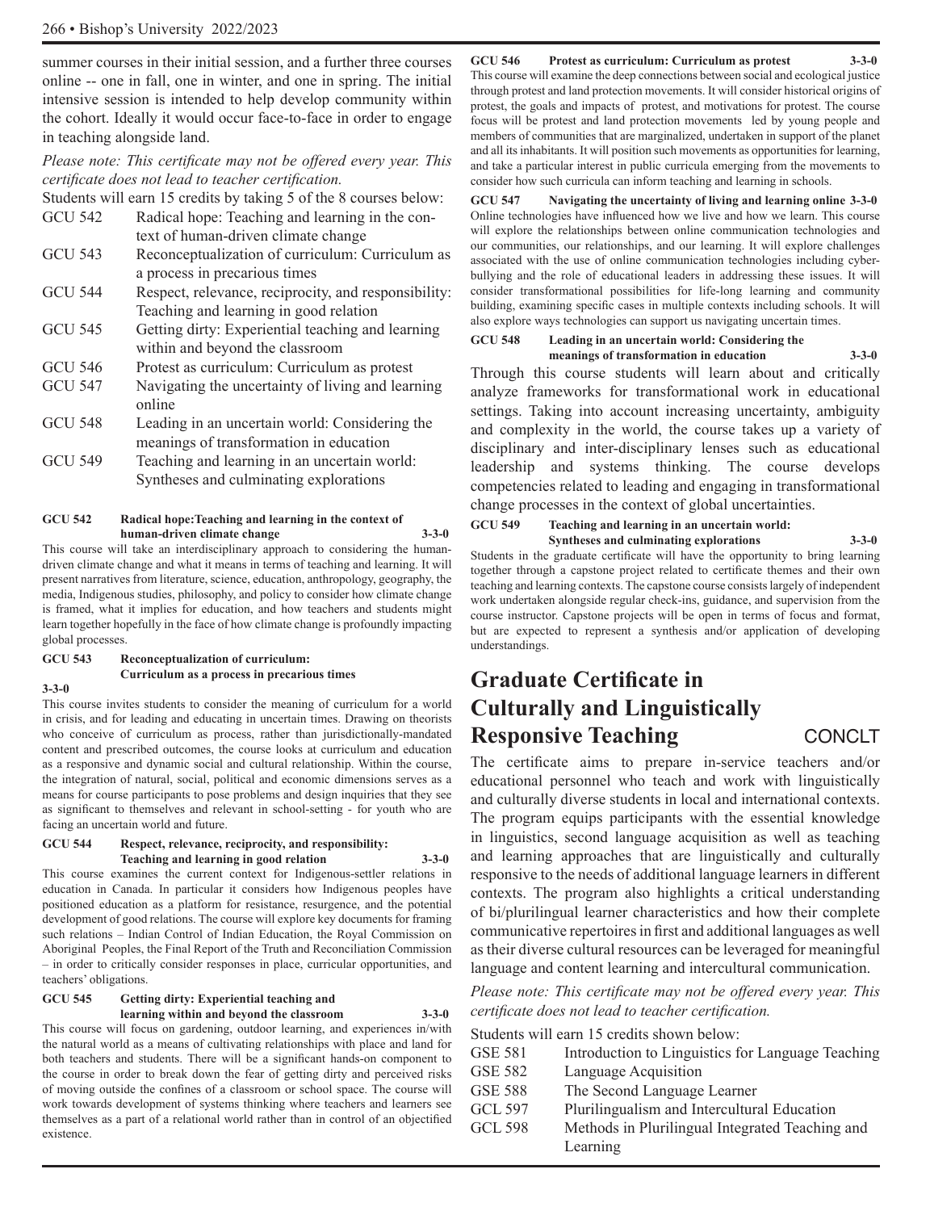summer courses in their initial session, and a further three courses online -- one in fall, one in winter, and one in spring. The initial intensive session is intended to help develop community within the cohort. Ideally it would occur face-to-face in order to engage in teaching alongside land.

*Please note: This certificate may not be offered every year. This certificate does not lead to teacher certification.*

Students will earn 15 credits by taking 5 of the 8 courses below:

| | |
|---|---|
| GCU 542 | Radical hope: Teaching and learning in the context of human-driven climate change |
| GCU 543 | Reconceptualization of curriculum: Curriculum as a process in precarious times |
| GCU 544 | Respect, relevance, reciprocity, and responsibility: Teaching and learning in good relation |
| GCU 545 | Getting dirty: Experiential teaching and learning within and beyond the classroom |
| GCU 546 | Protest as curriculum: Curriculum as protest |
| GCU 547 | Navigating the uncertainty of living and learning online |
| GCU 548 | Leading in an uncertain world: Considering the meanings of transformation in education |
| GCU 549 | Teaching and learning in an uncertain world: Syntheses and culminating explorations |

**GCU 542 Radical hope:Teaching and learning in the context of human-driven climate change 3-3-0**

This course will take an interdisciplinary approach to considering the human-driven climate change and what it means in terms of teaching and learning. It will present narratives from literature, science, education, anthropology, geography, the media, Indigenous studies, philosophy, and policy to consider how climate change is framed, what it implies for education, and how teachers and students might learn together hopefully in the face of how climate change is profoundly impacting global processes.

**GCU 543 Reconceptualization of curriculum: Curriculum as a process in precarious times 3-3-0**

This course invites students to consider the meaning of curriculum for a world in crisis, and for leading and educating in uncertain times. Drawing on theorists who conceive of curriculum as process, rather than jurisdictionally-mandated content and prescribed outcomes, the course looks at curriculum and education as a responsive and dynamic social and cultural relationship. Within the course, the integration of natural, social, political and economic dimensions serves as a means for course participants to pose problems and design inquiries that they see as significant to themselves and relevant in school-setting - for youth who are facing an uncertain world and future.

**GCU 544 Respect, relevance, reciprocity, and responsibility: Teaching and learning in good relation 3-3-0**

This course examines the current context for Indigenous-settler relations in education in Canada. In particular it considers how Indigenous peoples have positioned education as a platform for resistance, resurgence, and the potential development of good relations. The course will explore key documents for framing such relations – Indian Control of Indian Education, the Royal Commission on Aboriginal Peoples, the Final Report of the Truth and Reconciliation Commission – in order to critically consider responses in place, curricular opportunities, and teachers' obligations.

**GCU 545 Getting dirty: Experiential teaching and learning within and beyond the classroom 3-3-0**

This course will focus on gardening, outdoor learning, and experiences in/with the natural world as a means of cultivating relationships with place and land for both teachers and students. There will be a significant hands-on component to the course in order to break down the fear of getting dirty and perceived risks of moving outside the confines of a classroom or school space. The course will work towards development of systems thinking where teachers and learners see themselves as a part of a relational world rather than in control of an objectified existence.

**GCU 546 Protest as curriculum: Curriculum as protest 3-3-0**

This course will examine the deep connections between social and ecological justice through protest and land protection movements. It will consider historical origins of protest, the goals and impacts of protest, and motivations for protest. The course focus will be protest and land protection movements led by young people and members of communities that are marginalized, undertaken in support of the planet and all its inhabitants. It will position such movements as opportunities for learning, and take a particular interest in public curricula emerging from the movements to consider how such curricula can inform teaching and learning in schools.

**GCU 547 Navigating the uncertainty of living and learning online 3-3-0**

Online technologies have influenced how we live and how we learn. This course will explore the relationships between online communication technologies and our communities, our relationships, and our learning. It will explore challenges associated with the use of online communication technologies including cyber-bullying and the role of educational leaders in addressing these issues. It will consider transformational possibilities for life-long learning and community building, examining specific cases in multiple contexts including schools. It will also explore ways technologies can support us navigating uncertain times.

**GCU 548 Leading in an uncertain world: Considering the meanings of transformation in education 3-3-0**

Through this course students will learn about and critically analyze frameworks for transformational work in educational settings. Taking into account increasing uncertainty, ambiguity and complexity in the world, the course takes up a variety of disciplinary and inter-disciplinary lenses such as educational leadership and systems thinking. The course develops competencies related to leading and engaging in transformational change processes in the context of global uncertainties.

**GCU 549 Teaching and learning in an uncertain world: Syntheses and culminating explorations 3-3-0**

Students in the graduate certificate will have the opportunity to bring learning together through a capstone project related to certificate themes and their own teaching and learning contexts. The capstone course consists largely of independent work undertaken alongside regular check-ins, guidance, and supervision from the course instructor. Capstone projects will be open in terms of focus and format, but are expected to represent a synthesis and/or application of developing understandings.

## Graduate Certificate in Culturally and Linguistically Responsive Teaching CONCLT

The certificate aims to prepare in-service teachers and/or educational personnel who teach and work with linguistically and culturally diverse students in local and international contexts. The program equips participants with the essential knowledge in linguistics, second language acquisition as well as teaching and learning approaches that are linguistically and culturally responsive to the needs of additional language learners in different contexts. The program also highlights a critical understanding of bi/plurilingual learner characteristics and how their complete communicative repertoires in first and additional languages as well as their diverse cultural resources can be leveraged for meaningful language and content learning and intercultural communication.

*Please note: This certificate may not be offered every year. This certificate does not lead to teacher certification.*

Students will earn 15 credits shown below:

| | |
|---|---|
| GSE 581 | Introduction to Linguistics for Language Teaching |
| GSE 582 | Language Acquisition |
| GSE 588 | The Second Language Learner |
| GCL 597 | Plurilingualism and Intercultural Education |
| GCL 598 | Methods in Plurilingual Integrated Teaching and Learning |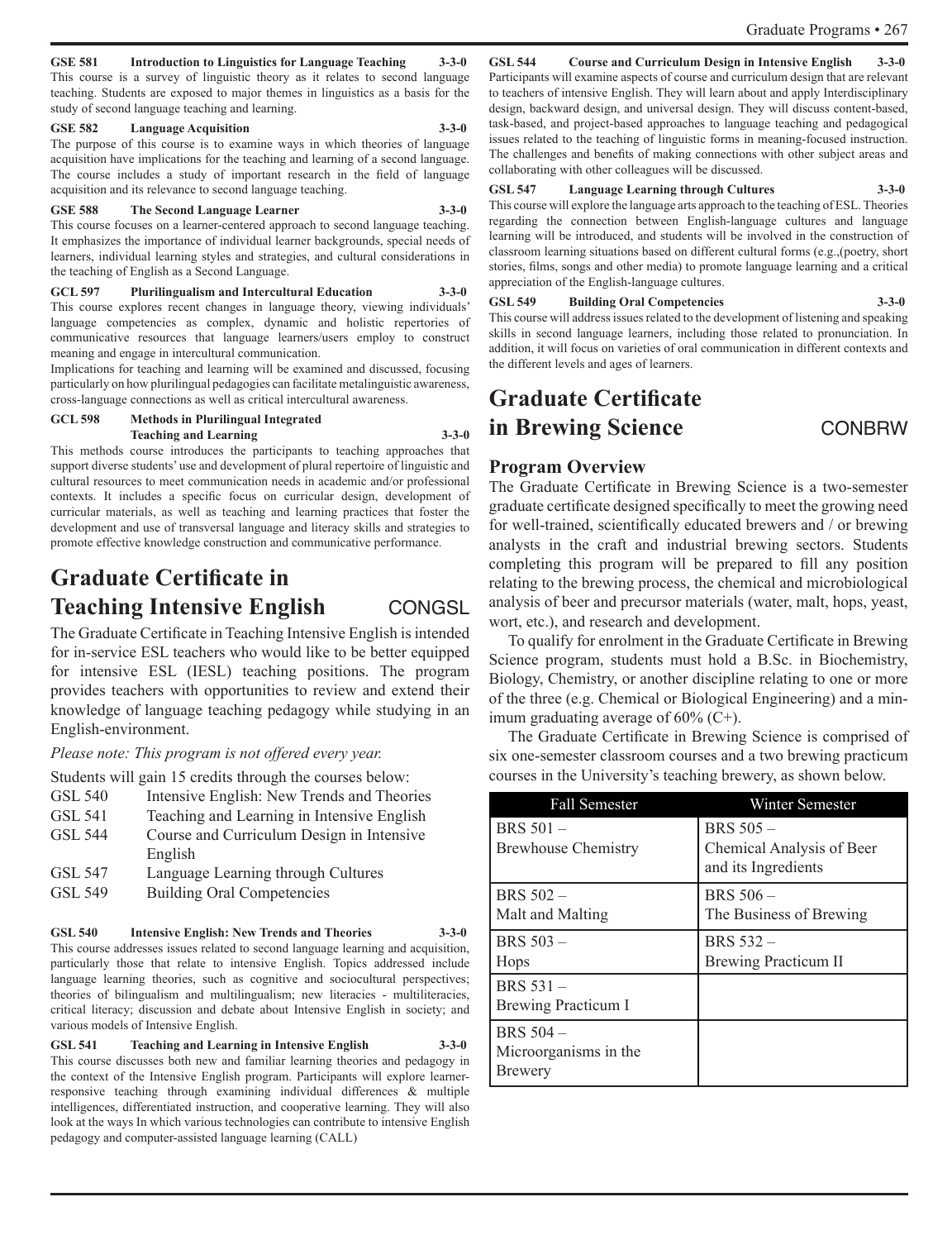**GSE 581 Introduction to Linguistics for Language Teaching 3-3-0**
This course is a survey of linguistic theory as it relates to second language teaching. Students are exposed to major themes in linguistics as a basis for the study of second language teaching and learning.

**GSE 582 Language Acquisition 3-3-0**
The purpose of this course is to examine ways in which theories of language acquisition have implications for the teaching and learning of a second language. The course includes a study of important research in the field of language acquisition and its relevance to second language teaching.

**GSE 588 The Second Language Learner 3-3-0**
This course focuses on a learner-centered approach to second language teaching. It emphasizes the importance of individual learner backgrounds, special needs of learners, individual learning styles and strategies, and cultural considerations in the teaching of English as a Second Language.

**GCL 597 Plurilingualism and Intercultural Education 3-3-0**
This course explores recent changes in language theory, viewing individuals' language competencies as complex, dynamic and holistic repertories of communicative resources that language learners/users employ to construct meaning and engage in intercultural communication.
Implications for teaching and learning will be examined and discussed, focusing particularly on how plurilingual pedagogies can facilitate metalinguistic awareness, cross-language connections as well as critical intercultural awareness.

**GCL 598 Methods in Plurilingual Integrated Teaching and Learning 3-3-0**
This methods course introduces the participants to teaching approaches that support diverse students' use and development of plural repertoire of linguistic and cultural resources to meet communication needs in academic and/or professional contexts. It includes a specific focus on curricular design, development of curricular materials, as well as teaching and learning practices that foster the development and use of transversal language and literacy skills and strategies to promote effective knowledge construction and communicative performance.

## Graduate Certificate in Teaching Intensive English CONGSL

The Graduate Certificate in Teaching Intensive English is intended for in-service ESL teachers who would like to be better equipped for intensive ESL (IESL) teaching positions. The program provides teachers with opportunities to review and extend their knowledge of language teaching pedagogy while studying in an English-environment.

*Please note: This program is not offered every year.*

Students will gain 15 credits through the courses below:

- GSL 540 Intensive English: New Trends and Theories
- GSL 541 Teaching and Learning in Intensive English
- GSL 544 Course and Curriculum Design in Intensive English
- GSL 547 Language Learning through Cultures
- GSL 549 Building Oral Competencies

**GSL 540 Intensive English: New Trends and Theories 3-3-0**
This course addresses issues related to second language learning and acquisition, particularly those that relate to intensive English. Topics addressed include language learning theories, such as cognitive and sociocultural perspectives; theories of bilingualism and multilingualism; new literacies - multiliteracies, critical literacy; discussion and debate about Intensive English in society; and various models of Intensive English.

**GSL 541 Teaching and Learning in Intensive English 3-3-0**
This course discusses both new and familiar learning theories and pedagogy in the context of the Intensive English program. Participants will explore learner-responsive teaching through examining individual differences & multiple intelligences, differentiated instruction, and cooperative learning. They will also look at the ways In which various technologies can contribute to intensive English pedagogy and computer-assisted language learning (CALL)

**GSL 544 Course and Curriculum Design in Intensive English 3-3-0**
Participants will examine aspects of course and curriculum design that are relevant to teachers of intensive English. They will learn about and apply Interdisciplinary design, backward design, and universal design. They will discuss content-based, task-based, and project-based approaches to language teaching and pedagogical issues related to the teaching of linguistic forms in meaning-focused instruction. The challenges and benefits of making connections with other subject areas and collaborating with other colleagues will be discussed.

**GSL 547 Language Learning through Cultures 3-3-0**
This course will explore the language arts approach to the teaching of ESL. Theories regarding the connection between English-language cultures and language learning will be introduced, and students will be involved in the construction of classroom learning situations based on different cultural forms (e.g.,(poetry, short stories, films, songs and other media) to promote language learning and a critical appreciation of the English-language cultures.

**GSL 549 Building Oral Competencies 3-3-0**
This course will address issues related to the development of listening and speaking skills in second language learners, including those related to pronunciation. In addition, it will focus on varieties of oral communication in different contexts and the different levels and ages of learners.

## Graduate Certificate in Brewing Science CONBRW

### Program Overview

The Graduate Certificate in Brewing Science is a two-semester graduate certificate designed specifically to meet the growing need for well-trained, scientifically educated brewers and / or brewing analysts in the craft and industrial brewing sectors. Students completing this program will be prepared to fill any position relating to the brewing process, the chemical and microbiological analysis of beer and precursor materials (water, malt, hops, yeast, wort, etc.), and research and development.

To qualify for enrolment in the Graduate Certificate in Brewing Science program, students must hold a B.Sc. in Biochemistry, Biology, Chemistry, or another discipline relating to one or more of the three (e.g. Chemical or Biological Engineering) and a minimum graduating average of 60% (C+).

The Graduate Certificate in Brewing Science is comprised of six one-semester classroom courses and a two brewing practicum courses in the University's teaching brewery, as shown below.

| Fall Semester | Winter Semester |
|---|---|
| BRS 501 – Brewhouse Chemistry | BRS 505 – Chemical Analysis of Beer and its Ingredients |
| BRS 502 – Malt and Malting | BRS 506 – The Business of Brewing |
| BRS 503 – Hops | BRS 532 – Brewing Practicum II |
| BRS 531 – Brewing Practicum I | |
| BRS 504 – Microorganisms in the Brewery | |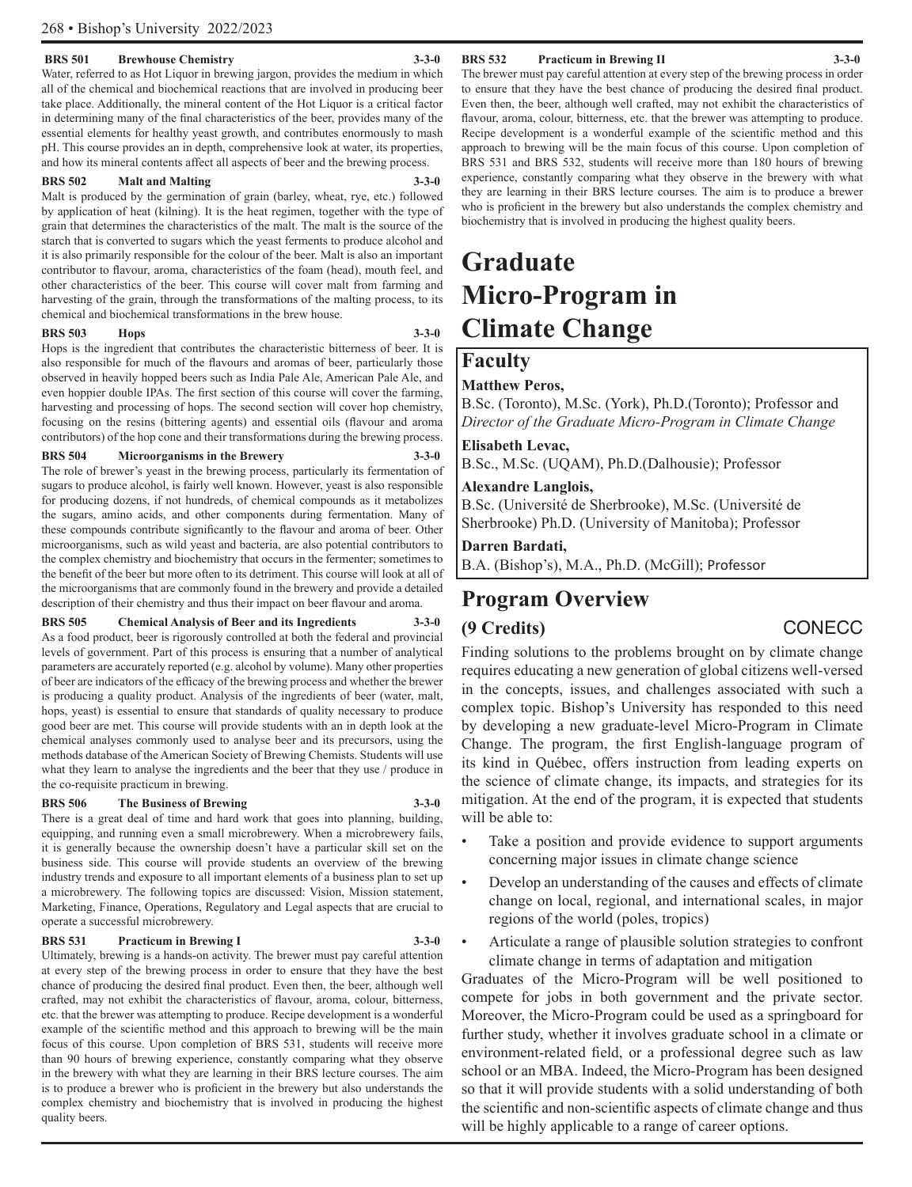**BRS 501 Brewhouse Chemistry 3-3-0**

Water, referred to as Hot Liquor in brewing jargon, provides the medium in which all of the chemical and biochemical reactions that are involved in producing beer take place. Additionally, the mineral content of the Hot Liquor is a critical factor in determining many of the final characteristics of the beer, provides many of the essential elements for healthy yeast growth, and contributes enormously to mash pH. This course provides an in depth, comprehensive look at water, its properties, and how its mineral contents affect all aspects of beer and the brewing process.

**BRS 502 Malt and Malting 3-3-0**

Malt is produced by the germination of grain (barley, wheat, rye, etc.) followed by application of heat (kilning). It is the heat regimen, together with the type of grain that determines the characteristics of the malt. The malt is the source of the starch that is converted to sugars which the yeast ferments to produce alcohol and it is also primarily responsible for the colour of the beer. Malt is also an important contributor to flavour, aroma, characteristics of the foam (head), mouth feel, and other characteristics of the beer. This course will cover malt from farming and harvesting of the grain, through the transformations of the malting process, to its chemical and biochemical transformations in the brew house.

**BRS 503 Hops 3-3-0**

Hops is the ingredient that contributes the characteristic bitterness of beer. It is also responsible for much of the flavours and aromas of beer, particularly those observed in heavily hopped beers such as India Pale Ale, American Pale Ale, and even hoppier double IPAs. The first section of this course will cover the farming, harvesting and processing of hops. The second section will cover hop chemistry, focusing on the resins (bittering agents) and essential oils (flavour and aroma contributors) of the hop cone and their transformations during the brewing process.

**BRS 504 Microorganisms in the Brewery 3-3-0**

The role of brewer's yeast in the brewing process, particularly its fermentation of sugars to produce alcohol, is fairly well known. However, yeast is also responsible for producing dozens, if not hundreds, of chemical compounds as it metabolizes the sugars, amino acids, and other components during fermentation. Many of these compounds contribute significantly to the flavour and aroma of beer. Other microorganisms, such as wild yeast and bacteria, are also potential contributors to the complex chemistry and biochemistry that occurs in the fermenter; sometimes to the benefit of the beer but more often to its detriment. This course will look at all of the microorganisms that are commonly found in the brewery and provide a detailed description of their chemistry and thus their impact on beer flavour and aroma.

**BRS 505 Chemical Analysis of Beer and its Ingredients 3-3-0**

As a food product, beer is rigorously controlled at both the federal and provincial levels of government. Part of this process is ensuring that a number of analytical parameters are accurately reported (e.g. alcohol by volume). Many other properties of beer are indicators of the efficacy of the brewing process and whether the brewer is producing a quality product. Analysis of the ingredients of beer (water, malt, hops, yeast) is essential to ensure that standards of quality necessary to produce good beer are met. This course will provide students with an in depth look at the chemical analyses commonly used to analyse beer and its precursors, using the methods database of the American Society of Brewing Chemists. Students will use what they learn to analyse the ingredients and the beer that they use / produce in the co-requisite practicum in brewing.

**BRS 506 The Business of Brewing 3-3-0**

There is a great deal of time and hard work that goes into planning, building, equipping, and running even a small microbrewery. When a microbrewery fails, it is generally because the ownership doesn't have a particular skill set on the business side. This course will provide students an overview of the brewing industry trends and exposure to all important elements of a business plan to set up a microbrewery. The following topics are discussed: Vision, Mission statement, Marketing, Finance, Operations, Regulatory and Legal aspects that are crucial to operate a successful microbrewery.

**BRS 531 Practicum in Brewing I 3-3-0**

Ultimately, brewing is a hands-on activity. The brewer must pay careful attention at every step of the brewing process in order to ensure that they have the best chance of producing the desired final product. Even then, the beer, although well crafted, may not exhibit the characteristics of flavour, aroma, colour, bitterness, etc. that the brewer was attempting to produce. Recipe development is a wonderful example of the scientific method and this approach to brewing will be the main focus of this course. Upon completion of BRS 531, students will receive more than 90 hours of brewing experience, constantly comparing what they observe in the brewery with what they are learning in their BRS lecture courses. The aim is to produce a brewer who is proficient in the brewery but also understands the complex chemistry and biochemistry that is involved in producing the highest quality beers.

**BRS 532 Practicum in Brewing II 3-3-0**

The brewer must pay careful attention at every step of the brewing process in order to ensure that they have the best chance of producing the desired final product. Even then, the beer, although well crafted, may not exhibit the characteristics of flavour, aroma, colour, bitterness, etc. that the brewer was attempting to produce. Recipe development is a wonderful example of the scientific method and this approach to brewing will be the main focus of this course. Upon completion of BRS 531 and BRS 532, students will receive more than 180 hours of brewing experience, constantly comparing what they observe in the brewery with what they are learning in their BRS lecture courses. The aim is to produce a brewer who is proficient in the brewery but also understands the complex chemistry and biochemistry that is involved in producing the highest quality beers.

# Graduate Micro-Program in Climate Change

## Faculty

**Matthew Peros,**
B.Sc. (Toronto), M.Sc. (York), Ph.D.(Toronto); Professor and *Director of the Graduate Micro-Program in Climate Change*

**Elisabeth Levac,**
B.Sc., M.Sc. (UQAM), Ph.D.(Dalhousie); Professor

**Alexandre Langlois,**
B.Sc. (Université de Sherbrooke), M.Sc. (Université de Sherbrooke) Ph.D. (University of Manitoba); Professor

**Darren Bardati,**
B.A. (Bishop's), M.A., Ph.D. (McGill); Professor

## Program Overview

**(9 Credits)** CONECC

Finding solutions to the problems brought on by climate change requires educating a new generation of global citizens well-versed in the concepts, issues, and challenges associated with such a complex topic. Bishop's University has responded to this need by developing a new graduate-level Micro-Program in Climate Change. The program, the first English-language program of its kind in Québec, offers instruction from leading experts on the science of climate change, its impacts, and strategies for its mitigation. At the end of the program, it is expected that students will be able to:

- Take a position and provide evidence to support arguments concerning major issues in climate change science
- Develop an understanding of the causes and effects of climate change on local, regional, and international scales, in major regions of the world (poles, tropics)
- Articulate a range of plausible solution strategies to confront climate change in terms of adaptation and mitigation

Graduates of the Micro-Program will be well positioned to compete for jobs in both government and the private sector. Moreover, the Micro-Program could be used as a springboard for further study, whether it involves graduate school in a climate or environment-related field, or a professional degree such as law school or an MBA. Indeed, the Micro-Program has been designed so that it will provide students with a solid understanding of both the scientific and non-scientific aspects of climate change and thus will be highly applicable to a range of career options.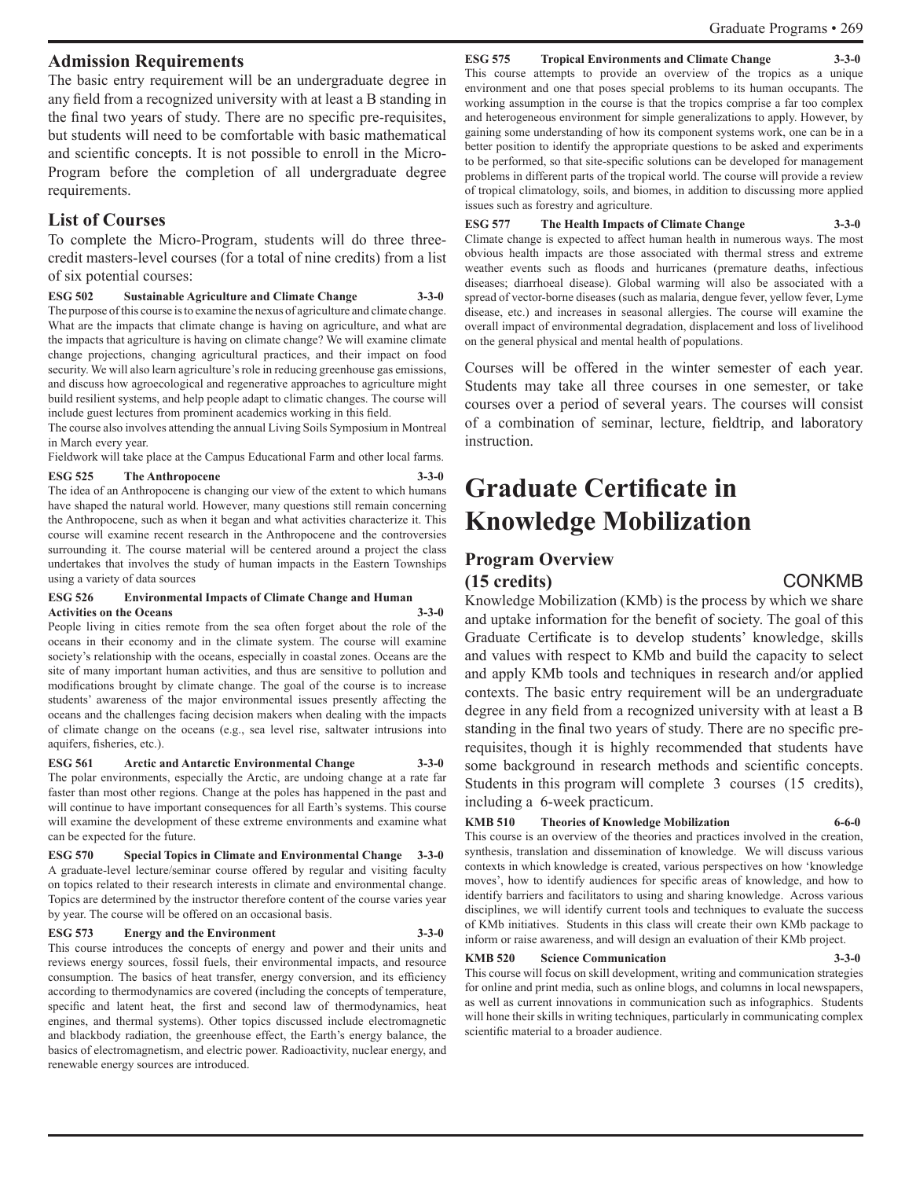## Admission Requirements

The basic entry requirement will be an undergraduate degree in any field from a recognized university with at least a B standing in the final two years of study. There are no specific pre-requisites, but students will need to be comfortable with basic mathematical and scientific concepts. It is not possible to enroll in the Micro-Program before the completion of all undergraduate degree requirements.

## List of Courses

To complete the Micro-Program, students will do three three-credit masters-level courses (for a total of nine credits) from a list of six potential courses:

**ESG 502 Sustainable Agriculture and Climate Change 3-3-0**

The purpose of this course is to examine the nexus of agriculture and climate change. What are the impacts that climate change is having on agriculture, and what are the impacts that agriculture is having on climate change? We will examine climate change projections, changing agricultural practices, and their impact on food security. We will also learn agriculture's role in reducing greenhouse gas emissions, and discuss how agroecological and regenerative approaches to agriculture might build resilient systems, and help people adapt to climatic changes. The course will include guest lectures from prominent academics working in this field.

The course also involves attending the annual Living Soils Symposium in Montreal in March every year.

Fieldwork will take place at the Campus Educational Farm and other local farms.

**ESG 525 The Anthropocene 3-3-0**

The idea of an Anthropocene is changing our view of the extent to which humans have shaped the natural world. However, many questions still remain concerning the Anthropocene, such as when it began and what activities characterize it. This course will examine recent research in the Anthropocene and the controversies surrounding it. The course material will be centered around a project the class undertakes that involves the study of human impacts in the Eastern Townships using a variety of data sources

**ESG 526 Environmental Impacts of Climate Change and Human Activities on the Oceans 3-3-0**

People living in cities remote from the sea often forget about the role of the oceans in their economy and in the climate system. The course will examine society's relationship with the oceans, especially in coastal zones. Oceans are the site of many important human activities, and thus are sensitive to pollution and modifications brought by climate change. The goal of the course is to increase students' awareness of the major environmental issues presently affecting the oceans and the challenges facing decision makers when dealing with the impacts of climate change on the oceans (e.g., sea level rise, saltwater intrusions into aquifers, fisheries, etc.).

**ESG 561 Arctic and Antarctic Environmental Change 3-3-0**

The polar environments, especially the Arctic, are undoing change at a rate far faster than most other regions. Change at the poles has happened in the past and will continue to have important consequences for all Earth's systems. This course will examine the development of these extreme environments and examine what can be expected for the future.

**ESG 570 Special Topics in Climate and Environmental Change 3-3-0**

A graduate-level lecture/seminar course offered by regular and visiting faculty on topics related to their research interests in climate and environmental change. Topics are determined by the instructor therefore content of the course varies year by year. The course will be offered on an occasional basis.

**ESG 573 Energy and the Environment 3-3-0**

This course introduces the concepts of energy and power and their units and reviews energy sources, fossil fuels, their environmental impacts, and resource consumption. The basics of heat transfer, energy conversion, and its efficiency according to thermodynamics are covered (including the concepts of temperature, specific and latent heat, the first and second law of thermodynamics, heat engines, and thermal systems). Other topics discussed include electromagnetic and blackbody radiation, the greenhouse effect, the Earth's energy balance, the basics of electromagnetism, and electric power. Radioactivity, nuclear energy, and renewable energy sources are introduced.

**ESG 575 Tropical Environments and Climate Change 3-3-0**

This course attempts to provide an overview of the tropics as a unique environment and one that poses special problems to its human occupants. The working assumption in the course is that the tropics comprise a far too complex and heterogeneous environment for simple generalizations to apply. However, by gaining some understanding of how its component systems work, one can be in a better position to identify the appropriate questions to be asked and experiments to be performed, so that site-specific solutions can be developed for management problems in different parts of the tropical world. The course will provide a review of tropical climatology, soils, and biomes, in addition to discussing more applied issues such as forestry and agriculture.

**ESG 577 The Health Impacts of Climate Change 3-3-0**

Climate change is expected to affect human health in numerous ways. The most obvious health impacts are those associated with thermal stress and extreme weather events such as floods and hurricanes (premature deaths, infectious diseases; diarrhoeal disease). Global warming will also be associated with a spread of vector-borne diseases (such as malaria, dengue fever, yellow fever, Lyme disease, etc.) and increases in seasonal allergies. The course will examine the overall impact of environmental degradation, displacement and loss of livelihood on the general physical and mental health of populations.

Courses will be offered in the winter semester of each year. Students may take all three courses in one semester, or take courses over a period of several years. The courses will consist of a combination of seminar, lecture, fieldtrip, and laboratory instruction.

# Graduate Certificate in Knowledge Mobilization

## Program Overview (15 credits) CONKMB

Knowledge Mobilization (KMb) is the process by which we share and uptake information for the benefit of society. The goal of this Graduate Certificate is to develop students' knowledge, skills and values with respect to KMb and build the capacity to select and apply KMb tools and techniques in research and/or applied contexts. The basic entry requirement will be an undergraduate degree in any field from a recognized university with at least a B standing in the final two years of study. There are no specific pre-requisites, though it is highly recommended that students have some background in research methods and scientific concepts. Students in this program will complete 3 courses (15 credits), including a 6-week practicum.

**KMB 510 Theories of Knowledge Mobilization 6-6-0**

This course is an overview of the theories and practices involved in the creation, synthesis, translation and dissemination of knowledge. We will discuss various contexts in which knowledge is created, various perspectives on how 'knowledge moves', how to identify audiences for specific areas of knowledge, and how to identify barriers and facilitators to using and sharing knowledge. Across various disciplines, we will identify current tools and techniques to evaluate the success of KMb initiatives. Students in this class will create their own KMb package to inform or raise awareness, and will design an evaluation of their KMb project.

**KMB 520 Science Communication 3-3-0**

This course will focus on skill development, writing and communication strategies for online and print media, such as online blogs, and columns in local newspapers, as well as current innovations in communication such as infographics. Students will hone their skills in writing techniques, particularly in communicating complex scientific material to a broader audience.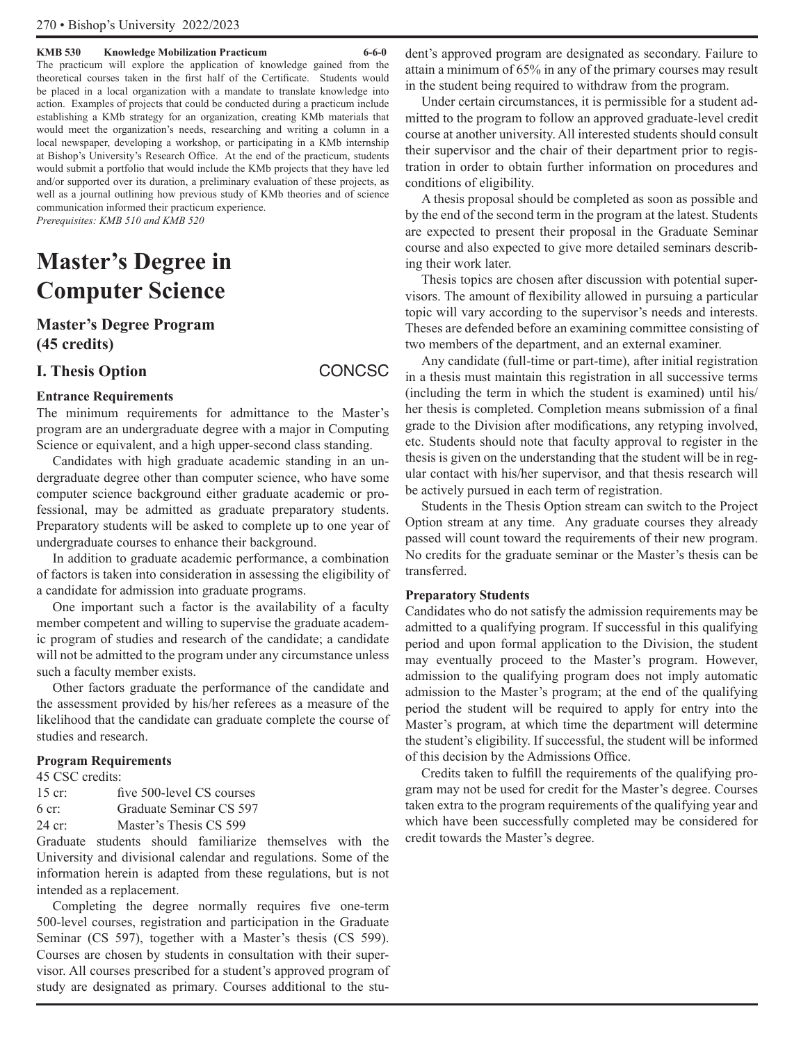**KMB 530 Knowledge Mobilization Practicum 6-6-0**

The practicum will explore the application of knowledge gained from the theoretical courses taken in the first half of the Certificate. Students would be placed in a local organization with a mandate to translate knowledge into action. Examples of projects that could be conducted during a practicum include establishing a KMb strategy for an organization, creating KMb materials that would meet the organization's needs, researching and writing a column in a local newspaper, developing a workshop, or participating in a KMb internship at Bishop's University's Research Office. At the end of the practicum, students would submit a portfolio that would include the KMb projects that they have led and/or supported over its duration, a preliminary evaluation of these projects, as well as a journal outlining how previous study of KMb theories and of science communication informed their practicum experience.

*Prerequisites: KMB 510 and KMB 520*

# Master's Degree in Computer Science

## Master's Degree Program (45 credits)

### I. Thesis Option CONCSC

#### Entrance Requirements

The minimum requirements for admittance to the Master's program are an undergraduate degree with a major in Computing Science or equivalent, and a high upper-second class standing.

Candidates with high graduate academic standing in an undergraduate degree other than computer science, who have some computer science background either graduate academic or professional, may be admitted as graduate preparatory students. Preparatory students will be asked to complete up to one year of undergraduate courses to enhance their background.

In addition to graduate academic performance, a combination of factors is taken into consideration in assessing the eligibility of a candidate for admission into graduate programs.

One important such a factor is the availability of a faculty member competent and willing to supervise the graduate academic program of studies and research of the candidate; a candidate will not be admitted to the program under any circumstance unless such a faculty member exists.

Other factors graduate the performance of the candidate and the assessment provided by his/her referees as a measure of the likelihood that the candidate can graduate complete the course of studies and research.

#### Program Requirements

45 CSC credits:

| | |
|---|---|
| 15 cr: | five 500-level CS courses |
| 6 cr: | Graduate Seminar CS 597 |
| 24 cr: | Master's Thesis CS 599 |

Graduate students should familiarize themselves with the University and divisional calendar and regulations. Some of the information herein is adapted from these regulations, but is not intended as a replacement.

Completing the degree normally requires five one-term 500-level courses, registration and participation in the Graduate Seminar (CS 597), together with a Master's thesis (CS 599). Courses are chosen by students in consultation with their supervisor. All courses prescribed for a student's approved program of study are designated as primary. Courses additional to the student's approved program are designated as secondary. Failure to attain a minimum of 65% in any of the primary courses may result in the student being required to withdraw from the program.

Under certain circumstances, it is permissible for a student admitted to the program to follow an approved graduate-level credit course at another university. All interested students should consult their supervisor and the chair of their department prior to registration in order to obtain further information on procedures and conditions of eligibility.

A thesis proposal should be completed as soon as possible and by the end of the second term in the program at the latest. Students are expected to present their proposal in the Graduate Seminar course and also expected to give more detailed seminars describing their work later.

Thesis topics are chosen after discussion with potential supervisors. The amount of flexibility allowed in pursuing a particular topic will vary according to the supervisor's needs and interests. Theses are defended before an examining committee consisting of two members of the department, and an external examiner.

Any candidate (full-time or part-time), after initial registration in a thesis must maintain this registration in all successive terms (including the term in which the student is examined) until his/her thesis is completed. Completion means submission of a final grade to the Division after modifications, any retyping involved, etc. Students should note that faculty approval to register in the thesis is given on the understanding that the student will be in regular contact with his/her supervisor, and that thesis research will be actively pursued in each term of registration.

Students in the Thesis Option stream can switch to the Project Option stream at any time. Any graduate courses they already passed will count toward the requirements of their new program. No credits for the graduate seminar or the Master's thesis can be transferred.

#### Preparatory Students

Candidates who do not satisfy the admission requirements may be admitted to a qualifying program. If successful in this qualifying period and upon formal application to the Division, the student may eventually proceed to the Master's program. However, admission to the qualifying program does not imply automatic admission to the Master's program; at the end of the qualifying period the student will be required to apply for entry into the Master's program, at which time the department will determine the student's eligibility. If successful, the student will be informed of this decision by the Admissions Office.

Credits taken to fulfill the requirements of the qualifying program may not be used for credit for the Master's degree. Courses taken extra to the program requirements of the qualifying year and which have been successfully completed may be considered for credit towards the Master's degree.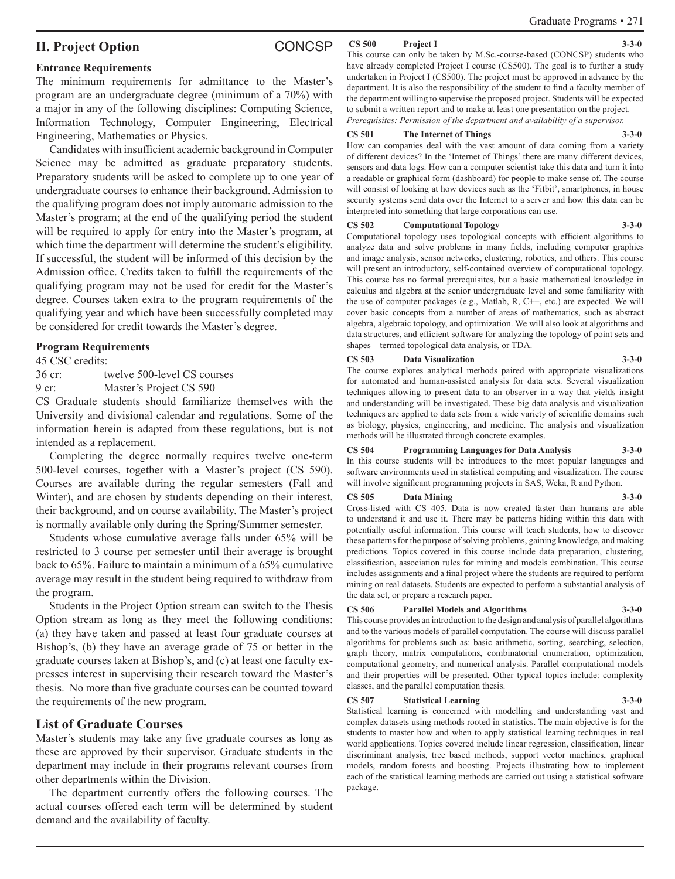## II. Project Option

CONCSP

### Entrance Requirements

The minimum requirements for admittance to the Master's program are an undergraduate degree (minimum of a 70%) with a major in any of the following disciplines: Computing Science, Information Technology, Computer Engineering, Electrical Engineering, Mathematics or Physics.

Candidates with insufficient academic background in Computer Science may be admitted as graduate preparatory students. Preparatory students will be asked to complete up to one year of undergraduate courses to enhance their background. Admission to the qualifying program does not imply automatic admission to the Master's program; at the end of the qualifying period the student will be required to apply for entry into the Master's program, at which time the department will determine the student's eligibility. If successful, the student will be informed of this decision by the Admission office. Credits taken to fulfill the requirements of the qualifying program may not be used for credit for the Master's degree. Courses taken extra to the program requirements of the qualifying year and which have been successfully completed may be considered for credit towards the Master's degree.

### Program Requirements

45 CSC credits:

36 cr: twelve 500-level CS courses
9 cr: Master's Project CS 590

CS Graduate students should familiarize themselves with the University and divisional calendar and regulations. Some of the information herein is adapted from these regulations, but is not intended as a replacement.

Completing the degree normally requires twelve one-term 500-level courses, together with a Master's project (CS 590). Courses are available during the regular semesters (Fall and Winter), and are chosen by students depending on their interest, their background, and on course availability. The Master's project is normally available only during the Spring/Summer semester.

Students whose cumulative average falls under 65% will be restricted to 3 course per semester until their average is brought back to 65%. Failure to maintain a minimum of a 65% cumulative average may result in the student being required to withdraw from the program.

Students in the Project Option stream can switch to the Thesis Option stream as long as they meet the following conditions: (a) they have taken and passed at least four graduate courses at Bishop's, (b) they have an average grade of 75 or better in the graduate courses taken at Bishop's, and (c) at least one faculty expresses interest in supervising their research toward the Master's thesis. No more than five graduate courses can be counted toward the requirements of the new program.

## List of Graduate Courses

Master's students may take any five graduate courses as long as these are approved by their supervisor. Graduate students in the department may include in their programs relevant courses from other departments within the Division.

The department currently offers the following courses. The actual courses offered each term will be determined by student demand and the availability of faculty.

**CS 500 Project I 3-3-0**
This course can only be taken by M.Sc.-course-based (CONCSP) students who have already completed Project I course (CS500). The goal is to further a study undertaken in Project I (CS500). The project must be approved in advance by the department. It is also the responsibility of the student to find a faculty member of the department willing to supervise the proposed project. Students will be expected to submit a written report and to make at least one presentation on the project.
*Prerequisites: Permission of the department and availability of a supervisor.*

**CS 501 The Internet of Things 3-3-0**
How can companies deal with the vast amount of data coming from a variety of different devices? In the 'Internet of Things' there are many different devices, sensors and data logs. How can a computer scientist take this data and turn it into a readable or graphical form (dashboard) for people to make sense of. The course will consist of looking at how devices such as the 'Fitbit', smartphones, in house security systems send data over the Internet to a server and how this data can be interpreted into something that large corporations can use.

**CS 502 Computational Topology 3-3-0**
Computational topology uses topological concepts with efficient algorithms to analyze data and solve problems in many fields, including computer graphics and image analysis, sensor networks, clustering, robotics, and others. This course will present an introductory, self-contained overview of computational topology. This course has no formal prerequisites, but a basic mathematical knowledge in calculus and algebra at the senior undergraduate level and some familiarity with the use of computer packages (e.g., Matlab, R, C++, etc.) are expected. We will cover basic concepts from a number of areas of mathematics, such as abstract algebra, algebraic topology, and optimization. We will also look at algorithms and data structures, and efficient software for analyzing the topology of point sets and shapes – termed topological data analysis, or TDA.

**CS 503 Data Visualization 3-3-0**
The course explores analytical methods paired with appropriate visualizations for automated and human-assisted analysis for data sets. Several visualization techniques allowing to present data to an observer in a way that yields insight and understanding will be investigated. These big data analysis and visualization techniques are applied to data sets from a wide variety of scientific domains such as biology, physics, engineering, and medicine. The analysis and visualization methods will be illustrated through concrete examples.

**CS 504 Programming Languages for Data Analysis 3-3-0**
In this course students will be introduces to the most popular languages and software environments used in statistical computing and visualization. The course will involve significant programming projects in SAS, Weka, R and Python.

**CS 505 Data Mining 3-3-0**
Cross-listed with CS 405. Data is now created faster than humans are able to understand it and use it. There may be patterns hiding within this data with potentially useful information. This course will teach students, how to discover these patterns for the purpose of solving problems, gaining knowledge, and making predictions. Topics covered in this course include data preparation, clustering, classification, association rules for mining and models combination. This course includes assignments and a final project where the students are required to perform mining on real datasets. Students are expected to perform a substantial analysis of the data set, or prepare a research paper.

**CS 506 Parallel Models and Algorithms 3-3-0**
This course provides an introduction to the design and analysis of parallel algorithms and to the various models of parallel computation. The course will discuss parallel algorithms for problems such as: basic arithmetic, sorting, searching, selection, graph theory, matrix computations, combinatorial enumeration, optimization, computational geometry, and numerical analysis. Parallel computational models and their properties will be presented. Other typical topics include: complexity classes, and the parallel computation thesis.

**CS 507 Statistical Learning 3-3-0**
Statistical learning is concerned with modelling and understanding vast and complex datasets using methods rooted in statistics. The main objective is for the students to master how and when to apply statistical learning techniques in real world applications. Topics covered include linear regression, classification, linear discriminant analysis, tree based methods, support vector machines, graphical models, random forests and boosting. Projects illustrating how to implement each of the statistical learning methods are carried out using a statistical software package.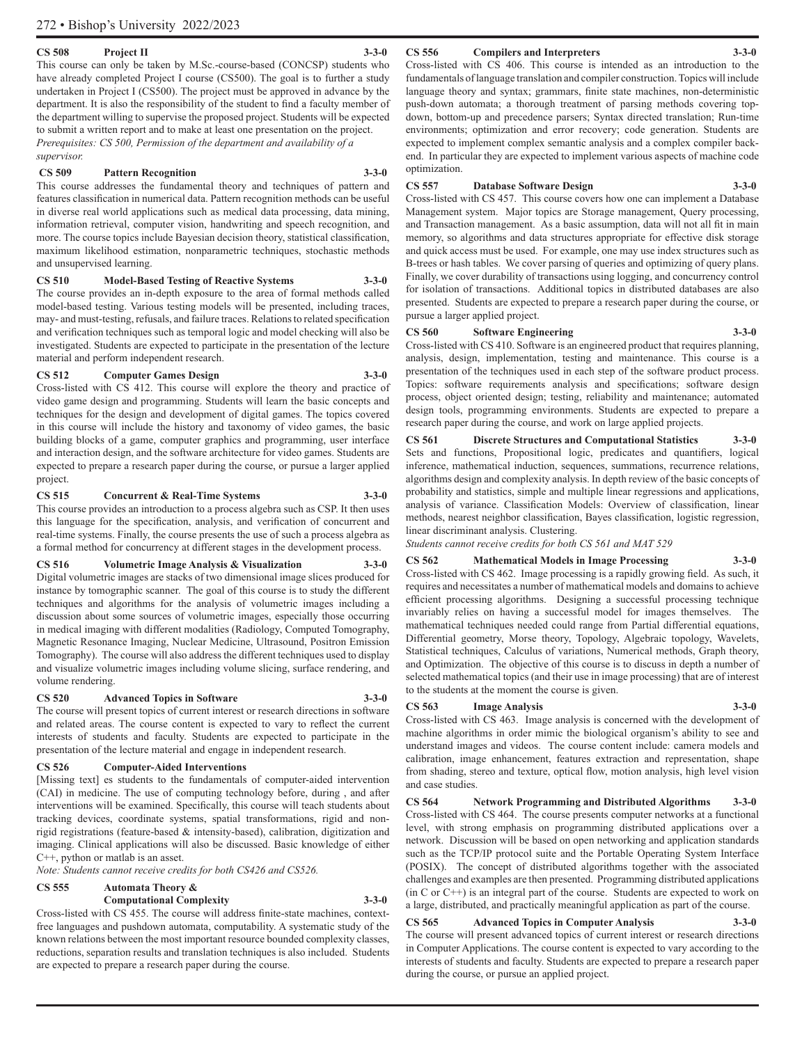**CS 508 Project II 3-3-0**

This course can only be taken by M.Sc.-course-based (CONCSP) students who have already completed Project I course (CS500). The goal is to further a study undertaken in Project I (CS500). The project must be approved in advance by the department. It is also the responsibility of the student to find a faculty member of the department willing to supervise the proposed project. Students will be expected to submit a written report and to make at least one presentation on the project.

*Prerequisites: CS 500, Permission of the department and availability of a supervisor.*

**CS 509 Pattern Recognition 3-3-0**

This course addresses the fundamental theory and techniques of pattern and features classification in numerical data. Pattern recognition methods can be useful in diverse real world applications such as medical data processing, data mining, information retrieval, computer vision, handwriting and speech recognition, and more. The course topics include Bayesian decision theory, statistical classification, maximum likelihood estimation, nonparametric techniques, stochastic methods and unsupervised learning.

**CS 510 Model-Based Testing of Reactive Systems 3-3-0**

The course provides an in-depth exposure to the area of formal methods called model-based testing. Various testing models will be presented, including traces, may- and must-testing, refusals, and failure traces. Relations to related specification and verification techniques such as temporal logic and model checking will also be investigated. Students are expected to participate in the presentation of the lecture material and perform independent research.

**CS 512 Computer Games Design 3-3-0**

Cross-listed with CS 412. This course will explore the theory and practice of video game design and programming. Students will learn the basic concepts and techniques for the design and development of digital games. The topics covered in this course will include the history and taxonomy of video games, the basic building blocks of a game, computer graphics and programming, user interface and interaction design, and the software architecture for video games. Students are expected to prepare a research paper during the course, or pursue a larger applied project.

**CS 515 Concurrent & Real-Time Systems 3-3-0**

This course provides an introduction to a process algebra such as CSP. It then uses this language for the specification, analysis, and verification of concurrent and real-time systems. Finally, the course presents the use of such a process algebra as a formal method for concurrency at different stages in the development process.

**CS 516 Volumetric Image Analysis & Visualization 3-3-0**

Digital volumetric images are stacks of two dimensional image slices produced for instance by tomographic scanner. The goal of this course is to study the different techniques and algorithms for the analysis of volumetric images including a discussion about some sources of volumetric images, especially those occurring in medical imaging with different modalities (Radiology, Computed Tomography, Magnetic Resonance Imaging, Nuclear Medicine, Ultrasound, Positron Emission Tomography). The course will also address the different techniques used to display and visualize volumetric images including volume slicing, surface rendering, and volume rendering.

**CS 520 Advanced Topics in Software 3-3-0**

The course will present topics of current interest or research directions in software and related areas. The course content is expected to vary to reflect the current interests of students and faculty. Students are expected to participate in the presentation of the lecture material and engage in independent research.

**CS 526 Computer-Aided Interventions**

[Missing text] es students to the fundamentals of computer-aided intervention (CAI) in medicine. The use of computing technology before, during , and after interventions will be examined. Specifically, this course will teach students about tracking devices, coordinate systems, spatial transformations, rigid and non-rigid registrations (feature-based & intensity-based), calibration, digitization and imaging. Clinical applications will also be discussed. Basic knowledge of either C++, python or matlab is an asset.

*Note: Students cannot receive credits for both CS426 and CS526.*

**CS 555 Automata Theory & Computational Complexity 3-3-0**

Cross-listed with CS 455. The course will address finite-state machines, context-free languages and pushdown automata, computability. A systematic study of the known relations between the most important resource bounded complexity classes, reductions, separation results and translation techniques is also included. Students are expected to prepare a research paper during the course.

**CS 556 Compilers and Interpreters 3-3-0**

Cross-listed with CS 406. This course is intended as an introduction to the fundamentals of language translation and compiler construction. Topics will include language theory and syntax; grammars, finite state machines, non-deterministic push-down automata; a thorough treatment of parsing methods covering top-down, bottom-up and precedence parsers; Syntax directed translation; Run-time environments; optimization and error recovery; code generation. Students are expected to implement complex semantic analysis and a complex compiler back-end. In particular they are expected to implement various aspects of machine code optimization.

**CS 557 Database Software Design 3-3-0**

Cross-listed with CS 457. This course covers how one can implement a Database Management system. Major topics are Storage management, Query processing, and Transaction management. As a basic assumption, data will not all fit in main memory, so algorithms and data structures appropriate for effective disk storage and quick access must be used. For example, one may use index structures such as B-trees or hash tables. We cover parsing of queries and optimizing of query plans. Finally, we cover durability of transactions using logging, and concurrency control for isolation of transactions. Additional topics in distributed databases are also presented. Students are expected to prepare a research paper during the course, or pursue a larger applied project.

**CS 560 Software Engineering 3-3-0**

Cross-listed with CS 410. Software is an engineered product that requires planning, analysis, design, implementation, testing and maintenance. This course is a presentation of the techniques used in each step of the software product process. Topics: software requirements analysis and specifications; software design process, object oriented design; testing, reliability and maintenance; automated design tools, programming environments. Students are expected to prepare a research paper during the course, and work on large applied projects.

**CS 561 Discrete Structures and Computational Statistics 3-3-0**

Sets and functions, Propositional logic, predicates and quantifiers, logical inference, mathematical induction, sequences, summations, recurrence relations, algorithms design and complexity analysis. In depth review of the basic concepts of probability and statistics, simple and multiple linear regressions and applications, analysis of variance. Classification Models: Overview of classification, linear methods, nearest neighbor classification, Bayes classification, logistic regression, linear discriminant analysis. Clustering.

*Students cannot receive credits for both CS 561 and MAT 529*

**CS 562 Mathematical Models in Image Processing 3-3-0**

Cross-listed with CS 462. Image processing is a rapidly growing field. As such, it requires and necessitates a number of mathematical models and domains to achieve efficient processing algorithms. Designing a successful processing technique invariably relies on having a successful model for images themselves. The mathematical techniques needed could range from Partial differential equations, Differential geometry, Morse theory, Topology, Algebraic topology, Wavelets, Statistical techniques, Calculus of variations, Numerical methods, Graph theory, and Optimization. The objective of this course is to discuss in depth a number of selected mathematical topics (and their use in image processing) that are of interest to the students at the moment the course is given.

**CS 563 Image Analysis 3-3-0**

Cross-listed with CS 463. Image analysis is concerned with the development of machine algorithms in order mimic the biological organism's ability to see and understand images and videos. The course content include: camera models and calibration, image enhancement, features extraction and representation, shape from shading, stereo and texture, optical flow, motion analysis, high level vision and case studies.

**CS 564 Network Programming and Distributed Algorithms 3-3-0**

Cross-listed with CS 464. The course presents computer networks at a functional level, with strong emphasis on programming distributed applications over a network. Discussion will be based on open networking and application standards such as the TCP/IP protocol suite and the Portable Operating System Interface (POSIX). The concept of distributed algorithms together with the associated challenges and examples are then presented. Programming distributed applications (in C or C++) is an integral part of the course. Students are expected to work on a large, distributed, and practically meaningful application as part of the course.

**CS 565 Advanced Topics in Computer Analysis 3-3-0**

The course will present advanced topics of current interest or research directions in Computer Applications. The course content is expected to vary according to the interests of students and faculty. Students are expected to prepare a research paper during the course, or pursue an applied project.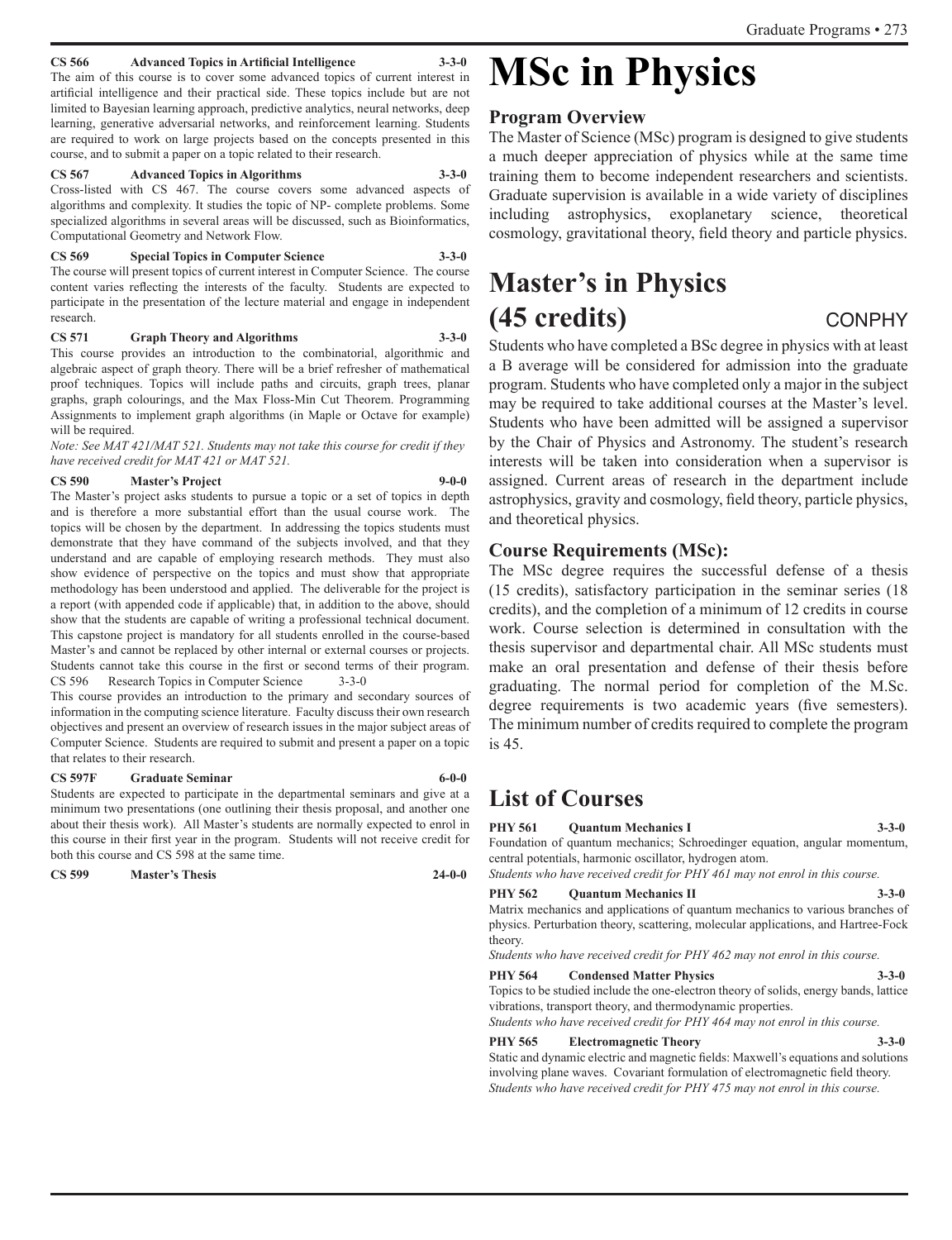**CS 566 Advanced Topics in Artificial Intelligence 3-3-0**
The aim of this course is to cover some advanced topics of current interest in artificial intelligence and their practical side. These topics include but are not limited to Bayesian learning approach, predictive analytics, neural networks, deep learning, generative adversarial networks, and reinforcement learning. Students are required to work on large projects based on the concepts presented in this course, and to submit a paper on a topic related to their research.

**CS 567 Advanced Topics in Algorithms 3-3-0**
Cross-listed with CS 467. The course covers some advanced aspects of algorithms and complexity. It studies the topic of NP- complete problems. Some specialized algorithms in several areas will be discussed, such as Bioinformatics, Computational Geometry and Network Flow.

**CS 569 Special Topics in Computer Science 3-3-0**
The course will present topics of current interest in Computer Science. The course content varies reflecting the interests of the faculty. Students are expected to participate in the presentation of the lecture material and engage in independent research.

**CS 571 Graph Theory and Algorithms 3-3-0**
This course provides an introduction to the combinatorial, algorithmic and algebraic aspect of graph theory. There will be a brief refresher of mathematical proof techniques. Topics will include paths and circuits, graph trees, planar graphs, graph colourings, and the Max Floss-Min Cut Theorem. Programming Assignments to implement graph algorithms (in Maple or Octave for example) will be required.
*Note: See MAT 421/MAT 521. Students may not take this course for credit if they have received credit for MAT 421 or MAT 521.*

**CS 590 Master's Project 9-0-0**
The Master's project asks students to pursue a topic or a set of topics in depth and is therefore a more substantial effort than the usual course work. The topics will be chosen by the department. In addressing the topics students must demonstrate that they have command of the subjects involved, and that they understand and are capable of employing research methods. They must also show evidence of perspective on the topics and must show that appropriate methodology has been understood and applied. The deliverable for the project is a report (with appended code if applicable) that, in addition to the above, should show that the students are capable of writing a professional technical document. This capstone project is mandatory for all students enrolled in the course-based Master's and cannot be replaced by other internal or external courses or projects. Students cannot take this course in the first or second terms of their program.

CS 596 Research Topics in Computer Science 3-3-0
This course provides an introduction to the primary and secondary sources of information in the computing science literature. Faculty discuss their own research objectives and present an overview of research issues in the major subject areas of Computer Science. Students are required to submit and present a paper on a topic that relates to their research.

**CS 597F Graduate Seminar 6-0-0**
Students are expected to participate in the departmental seminars and give at a minimum two presentations (one outlining their thesis proposal, and another one about their thesis work). All Master's students are normally expected to enrol in this course in their first year in the program. Students will not receive credit for both this course and CS 598 at the same time.

**CS 599 Master's Thesis 24-0-0**

# MSc in Physics

### Program Overview

The Master of Science (MSc) program is designed to give students a much deeper appreciation of physics while at the same time training them to become independent researchers and scientists. Graduate supervision is available in a wide variety of disciplines including astrophysics, exoplanetary science, theoretical cosmology, gravitational theory, field theory and particle physics.

## Master's in Physics (45 credits) CONPHY

Students who have completed a BSc degree in physics with at least a B average will be considered for admission into the graduate program. Students who have completed only a major in the subject may be required to take additional courses at the Master's level. Students who have been admitted will be assigned a supervisor by the Chair of Physics and Astronomy. The student's research interests will be taken into consideration when a supervisor is assigned. Current areas of research in the department include astrophysics, gravity and cosmology, field theory, particle physics, and theoretical physics.

### Course Requirements (MSc):

The MSc degree requires the successful defense of a thesis (15 credits), satisfactory participation in the seminar series (18 credits), and the completion of a minimum of 12 credits in course work. Course selection is determined in consultation with the thesis supervisor and departmental chair. All MSc students must make an oral presentation and defense of their thesis before graduating. The normal period for completion of the M.Sc. degree requirements is two academic years (five semesters). The minimum number of credits required to complete the program is 45.

## List of Courses

**PHY 561 Quantum Mechanics I 3-3-0**
Foundation of quantum mechanics; Schroedinger equation, angular momentum, central potentials, harmonic oscillator, hydrogen atom.
*Students who have received credit for PHY 461 may not enrol in this course.*

**PHY 562 Quantum Mechanics II 3-3-0**
Matrix mechanics and applications of quantum mechanics to various branches of physics. Perturbation theory, scattering, molecular applications, and Hartree-Fock theory.
*Students who have received credit for PHY 462 may not enrol in this course.*

**PHY 564 Condensed Matter Physics 3-3-0**
Topics to be studied include the one-electron theory of solids, energy bands, lattice vibrations, transport theory, and thermodynamic properties.
*Students who have received credit for PHY 464 may not enrol in this course.*

**PHY 565 Electromagnetic Theory 3-3-0**
Static and dynamic electric and magnetic fields: Maxwell's equations and solutions involving plane waves. Covariant formulation of electromagnetic field theory.
*Students who have received credit for PHY 475 may not enrol in this course.*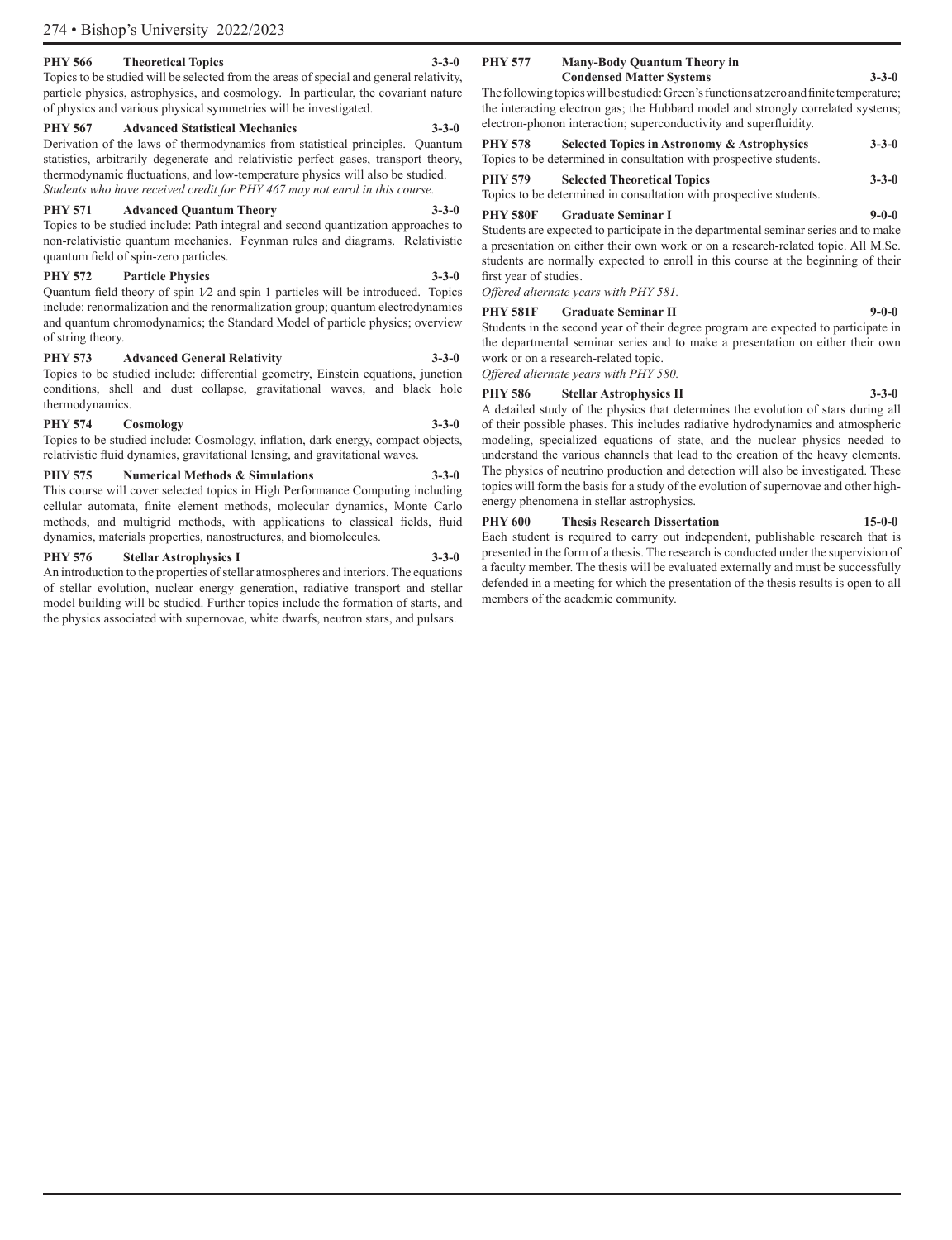**PHY 566 Theoretical Topics 3-3-0**
Topics to be studied will be selected from the areas of special and general relativity, particle physics, astrophysics, and cosmology. In particular, the covariant nature of physics and various physical symmetries will be investigated.

**PHY 567 Advanced Statistical Mechanics 3-3-0**
Derivation of the laws of thermodynamics from statistical principles. Quantum statistics, arbitrarily degenerate and relativistic perfect gases, transport theory, thermodynamic fluctuations, and low-temperature physics will also be studied.
*Students who have received credit for PHY 467 may not enrol in this course.*

**PHY 571 Advanced Quantum Theory 3-3-0**
Topics to be studied include: Path integral and second quantization approaches to non-relativistic quantum mechanics. Feynman rules and diagrams. Relativistic quantum field of spin-zero particles.

**PHY 572 Particle Physics 3-3-0**
Quantum field theory of spin 1⁄2 and spin 1 particles will be introduced. Topics include: renormalization and the renormalization group; quantum electrodynamics and quantum chromodynamics; the Standard Model of particle physics; overview of string theory.

**PHY 573 Advanced General Relativity 3-3-0**
Topics to be studied include: differential geometry, Einstein equations, junction conditions, shell and dust collapse, gravitational waves, and black hole thermodynamics.

**PHY 574 Cosmology 3-3-0**
Topics to be studied include: Cosmology, inflation, dark energy, compact objects, relativistic fluid dynamics, gravitational lensing, and gravitational waves.

**PHY 575 Numerical Methods & Simulations 3-3-0**
This course will cover selected topics in High Performance Computing including cellular automata, finite element methods, molecular dynamics, Monte Carlo methods, and multigrid methods, with applications to classical fields, fluid dynamics, materials properties, nanostructures, and biomolecules.

**PHY 576 Stellar Astrophysics I 3-3-0**
An introduction to the properties of stellar atmospheres and interiors. The equations of stellar evolution, nuclear energy generation, radiative transport and stellar model building will be studied. Further topics include the formation of starts, and the physics associated with supernovae, white dwarfs, neutron stars, and pulsars.

**PHY 577 Many-Body Quantum Theory in Condensed Matter Systems 3-3-0**
The following topics will be studied: Green's functions at zero and finite temperature; the interacting electron gas; the Hubbard model and strongly correlated systems; electron-phonon interaction; superconductivity and superfluidity.

**PHY 578 Selected Topics in Astronomy & Astrophysics 3-3-0**
Topics to be determined in consultation with prospective students.

**PHY 579 Selected Theoretical Topics 3-3-0**
Topics to be determined in consultation with prospective students.

**PHY 580F Graduate Seminar I 9-0-0**
Students are expected to participate in the departmental seminar series and to make a presentation on either their own work or on a research-related topic. All M.Sc. students are normally expected to enroll in this course at the beginning of their first year of studies.
*Offered alternate years with PHY 581.*

**PHY 581F Graduate Seminar II 9-0-0**
Students in the second year of their degree program are expected to participate in the departmental seminar series and to make a presentation on either their own work or on a research-related topic.
*Offered alternate years with PHY 580.*

**PHY 586 Stellar Astrophysics II 3-3-0**
A detailed study of the physics that determines the evolution of stars during all of their possible phases. This includes radiative hydrodynamics and atmospheric modeling, specialized equations of state, and the nuclear physics needed to understand the various channels that lead to the creation of the heavy elements. The physics of neutrino production and detection will also be investigated. These topics will form the basis for a study of the evolution of supernovae and other high-energy phenomena in stellar astrophysics.

**PHY 600 Thesis Research Dissertation 15-0-0**
Each student is required to carry out independent, publishable research that is presented in the form of a thesis. The research is conducted under the supervision of a faculty member. The thesis will be evaluated externally and must be successfully defended in a meeting for which the presentation of the thesis results is open to all members of the academic community.